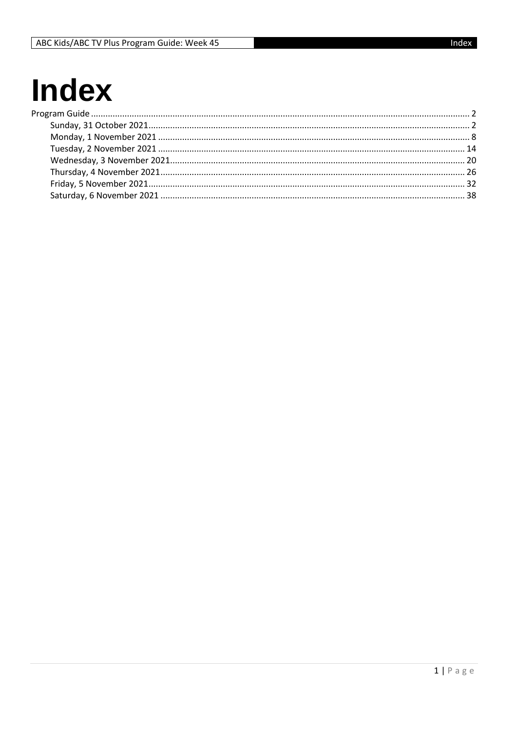# Index

Program Guide ........................................................................................................................................... 2
- Sunday, 31 October 2021.................................................................................................................... 2
- Monday, 1 November 2021 ................................................................................................................ 8
- Tuesday, 2 November 2021 .............................................................................................................. 14
- Wednesday, 3 November 2021.......................................................................................................... 20
- Thursday, 4 November 2021.............................................................................................................. 26
- Friday, 5 November 2021................................................................................................................... 32
- Saturday, 6 November 2021 .............................................................................................................. 38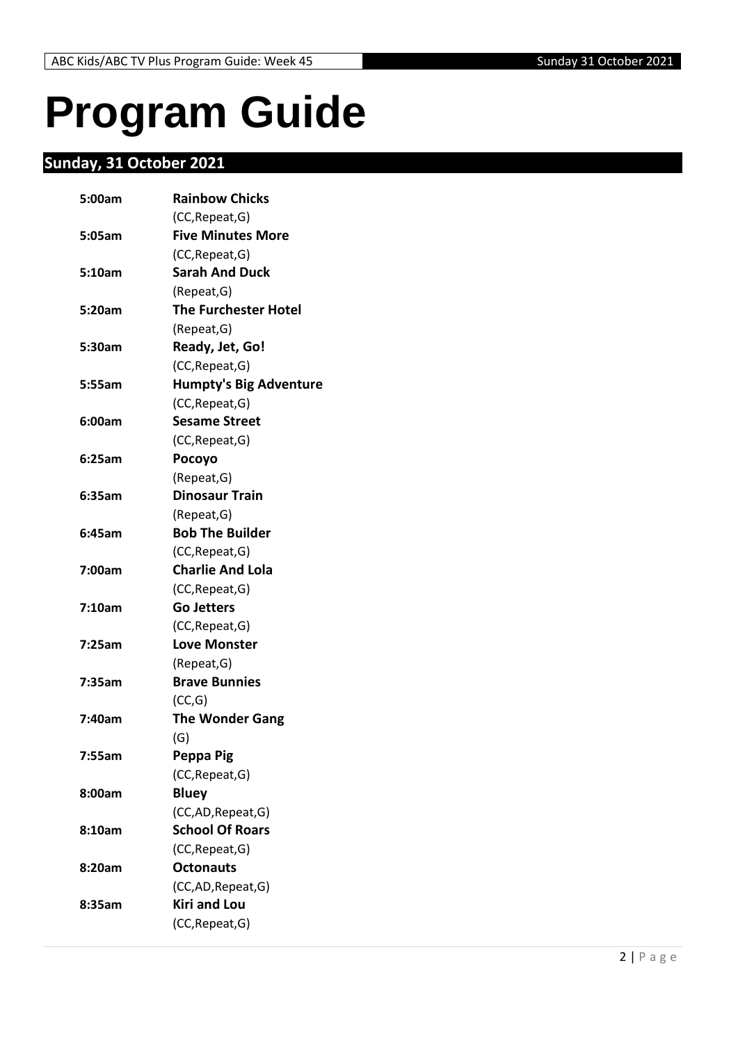# Program Guide

## Sunday, 31 October 2021

**5:00am** **Rainbow Chicks**
(CC,Repeat,G)

**5:05am** **Five Minutes More**
(CC,Repeat,G)

**5:10am** **Sarah And Duck**
(Repeat,G)

**5:20am** **The Furchester Hotel**
(Repeat,G)

**5:30am** **Ready, Jet, Go!**
(CC,Repeat,G)

**5:55am** **Humpty's Big Adventure**
(CC,Repeat,G)

**6:00am** **Sesame Street**
(CC,Repeat,G)

**6:25am** **Pocoyo**
(Repeat,G)

**6:35am** **Dinosaur Train**
(Repeat,G)

**6:45am** **Bob The Builder**
(CC,Repeat,G)

**7:00am** **Charlie And Lola**
(CC,Repeat,G)

**7:10am** **Go Jetters**
(CC,Repeat,G)

**7:25am** **Love Monster**
(Repeat,G)

**7:35am** **Brave Bunnies**
(CC,G)

**7:40am** **The Wonder Gang**
(G)

**7:55am** **Peppa Pig**
(CC,Repeat,G)

**8:00am** **Bluey**
(CC,AD,Repeat,G)

**8:10am** **School Of Roars**
(CC,Repeat,G)

**8:20am** **Octonauts**
(CC,AD,Repeat,G)

**8:35am** **Kiri and Lou**
(CC,Repeat,G)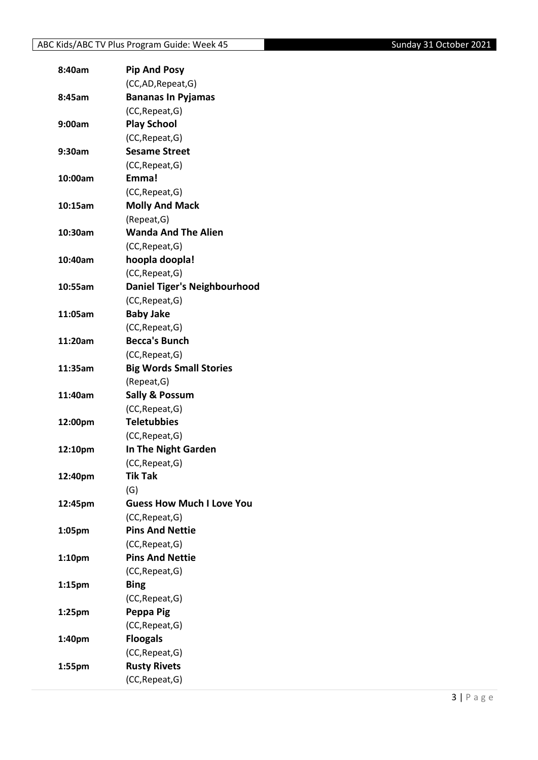| | |
|---|---|
| **8:40am** | **Pip And Posy** |
| | (CC,AD,Repeat,G) |
| **8:45am** | **Bananas In Pyjamas** |
| | (CC,Repeat,G) |
| **9:00am** | **Play School** |
| | (CC,Repeat,G) |
| **9:30am** | **Sesame Street** |
| | (CC,Repeat,G) |
| **10:00am** | **Emma!** |
| | (CC,Repeat,G) |
| **10:15am** | **Molly And Mack** |
| | (Repeat,G) |
| **10:30am** | **Wanda And The Alien** |
| | (CC,Repeat,G) |
| **10:40am** | **hoopla doopla!** |
| | (CC,Repeat,G) |
| **10:55am** | **Daniel Tiger's Neighbourhood** |
| | (CC,Repeat,G) |
| **11:05am** | **Baby Jake** |
| | (CC,Repeat,G) |
| **11:20am** | **Becca's Bunch** |
| | (CC,Repeat,G) |
| **11:35am** | **Big Words Small Stories** |
| | (Repeat,G) |
| **11:40am** | **Sally & Possum** |
| | (CC,Repeat,G) |
| **12:00pm** | **Teletubbies** |
| | (CC,Repeat,G) |
| **12:10pm** | **In The Night Garden** |
| | (CC,Repeat,G) |
| **12:40pm** | **Tik Tak** |
| | (G) |
| **12:45pm** | **Guess How Much I Love You** |
| | (CC,Repeat,G) |
| **1:05pm** | **Pins And Nettie** |
| | (CC,Repeat,G) |
| **1:10pm** | **Pins And Nettie** |
| | (CC,Repeat,G) |
| **1:15pm** | **Bing** |
| | (CC,Repeat,G) |
| **1:25pm** | **Peppa Pig** |
| | (CC,Repeat,G) |
| **1:40pm** | **Floogals** |
| | (CC,Repeat,G) |
| **1:55pm** | **Rusty Rivets** |
| | (CC,Repeat,G) |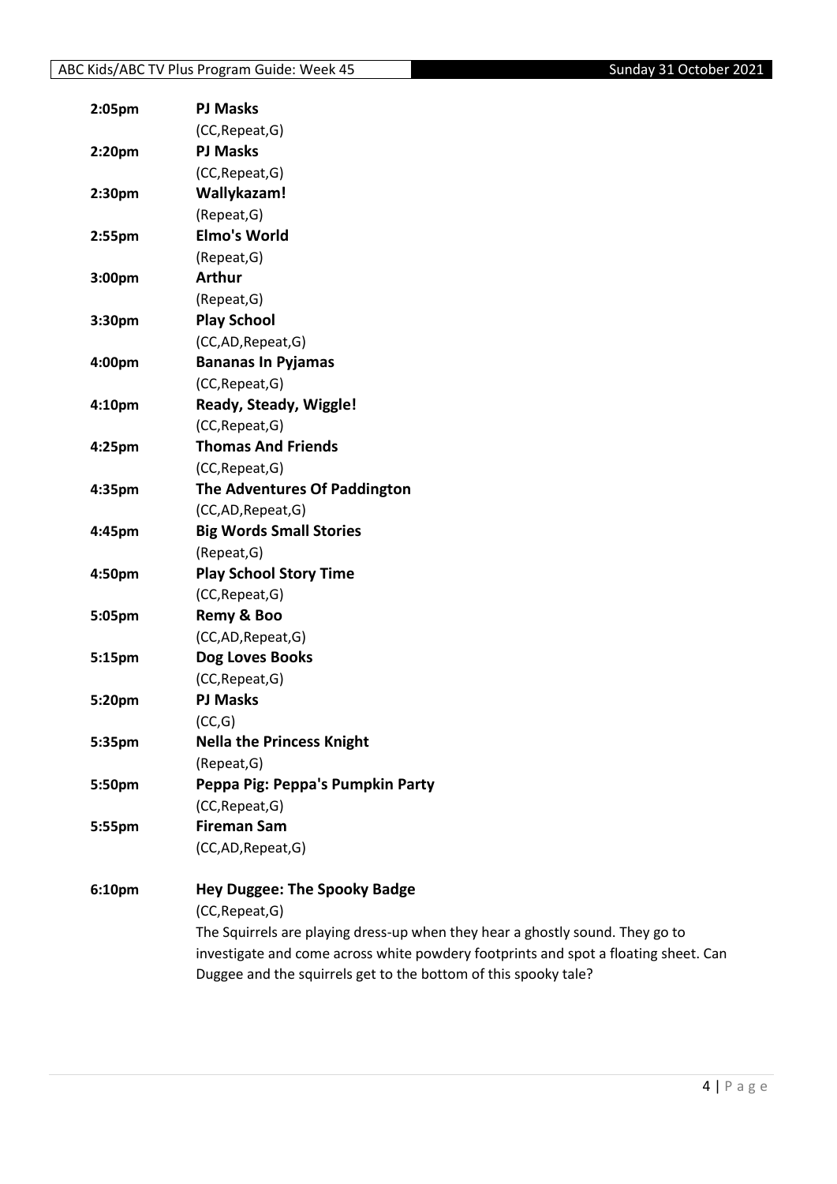**2:05pm** **PJ Masks**
(CC,Repeat,G)

**2:20pm** **PJ Masks**
(CC,Repeat,G)

**2:30pm** **Wallykazam!**
(Repeat,G)

**2:55pm** **Elmo's World**
(Repeat,G)

**3:00pm** **Arthur**
(Repeat,G)

**3:30pm** **Play School**
(CC,AD,Repeat,G)

**4:00pm** **Bananas In Pyjamas**
(CC,Repeat,G)

**4:10pm** **Ready, Steady, Wiggle!**
(CC,Repeat,G)

**4:25pm** **Thomas And Friends**
(CC,Repeat,G)

**4:35pm** **The Adventures Of Paddington**
(CC,AD,Repeat,G)

**4:45pm** **Big Words Small Stories**
(Repeat,G)

**4:50pm** **Play School Story Time**
(CC,Repeat,G)

**5:05pm** **Remy & Boo**
(CC,AD,Repeat,G)

**5:15pm** **Dog Loves Books**
(CC,Repeat,G)

**5:20pm** **PJ Masks**
(CC,G)

**5:35pm** **Nella the Princess Knight**
(Repeat,G)

**5:50pm** **Peppa Pig: Peppa's Pumpkin Party**
(CC,Repeat,G)

**5:55pm** **Fireman Sam**
(CC,AD,Repeat,G)

**6:10pm** **Hey Duggee: The Spooky Badge**
(CC,Repeat,G)
The Squirrels are playing dress-up when they hear a ghostly sound. They go to investigate and come across white powdery footprints and spot a floating sheet. Can Duggee and the squirrels get to the bottom of this spooky tale?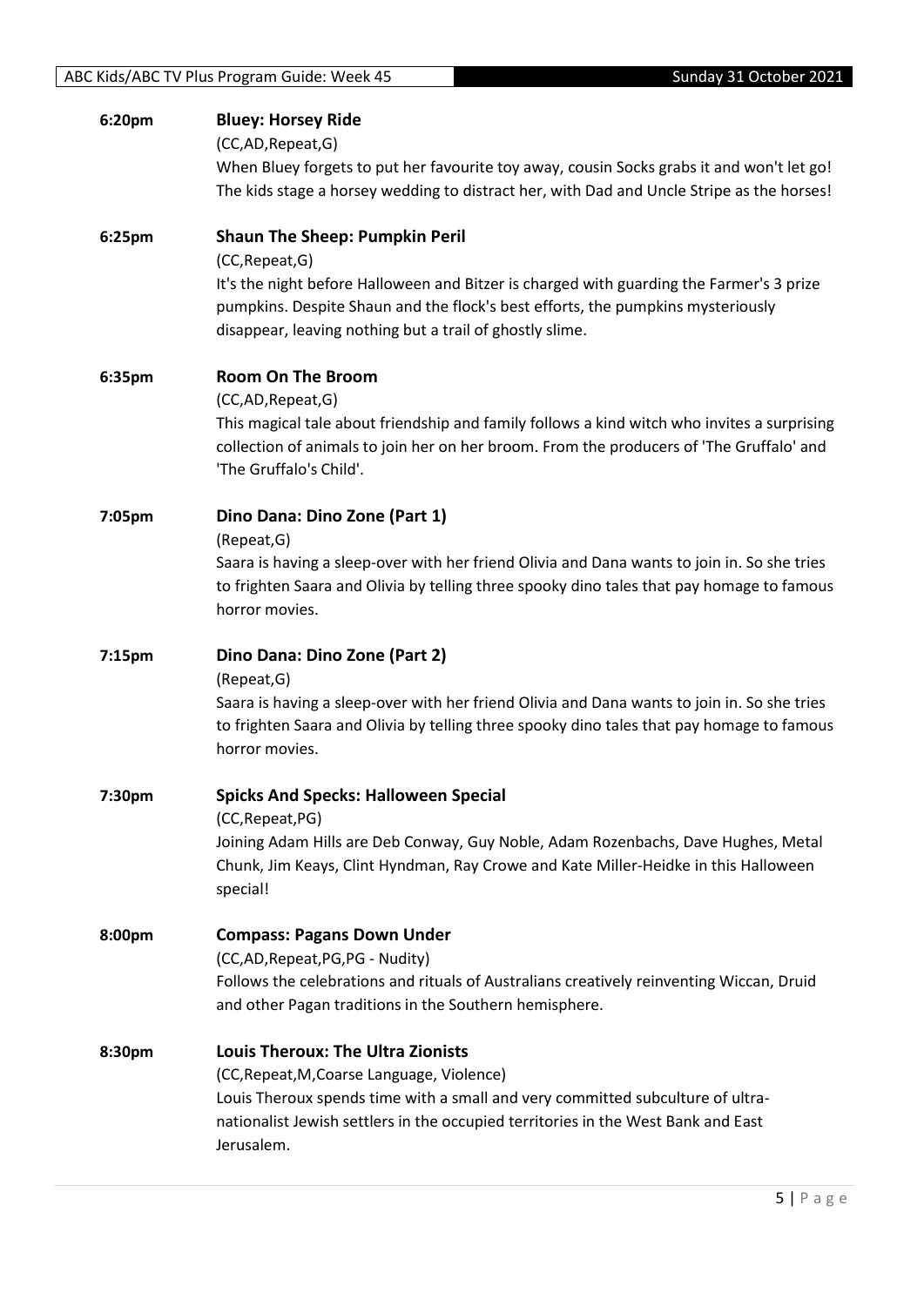**6:20pm** **Bluey: Horsey Ride**

(CC,AD,Repeat,G)

When Bluey forgets to put her favourite toy away, cousin Socks grabs it and won't let go! The kids stage a horsey wedding to distract her, with Dad and Uncle Stripe as the horses!

**6:25pm** **Shaun The Sheep: Pumpkin Peril**

(CC,Repeat,G)

It's the night before Halloween and Bitzer is charged with guarding the Farmer's 3 prize pumpkins. Despite Shaun and the flock's best efforts, the pumpkins mysteriously disappear, leaving nothing but a trail of ghostly slime.

**6:35pm** **Room On The Broom**

(CC,AD,Repeat,G)

This magical tale about friendship and family follows a kind witch who invites a surprising collection of animals to join her on her broom. From the producers of 'The Gruffalo' and 'The Gruffalo's Child'.

**7:05pm** **Dino Dana: Dino Zone (Part 1)**

(Repeat,G)

Saara is having a sleep-over with her friend Olivia and Dana wants to join in. So she tries to frighten Saara and Olivia by telling three spooky dino tales that pay homage to famous horror movies.

**7:15pm** **Dino Dana: Dino Zone (Part 2)**

(Repeat,G)

Saara is having a sleep-over with her friend Olivia and Dana wants to join in. So she tries to frighten Saara and Olivia by telling three spooky dino tales that pay homage to famous horror movies.

**7:30pm** **Spicks And Specks: Halloween Special**

(CC,Repeat,PG)

Joining Adam Hills are Deb Conway, Guy Noble, Adam Rozenbachs, Dave Hughes, Metal Chunk, Jim Keays, Clint Hyndman, Ray Crowe and Kate Miller-Heidke in this Halloween special!

**8:00pm** **Compass: Pagans Down Under**

(CC,AD,Repeat,PG,PG - Nudity)

Follows the celebrations and rituals of Australians creatively reinventing Wiccan, Druid and other Pagan traditions in the Southern hemisphere.

**8:30pm** **Louis Theroux: The Ultra Zionists**

(CC,Repeat,M,Coarse Language, Violence)

Louis Theroux spends time with a small and very committed subculture of ultra-nationalist Jewish settlers in the occupied territories in the West Bank and East Jerusalem.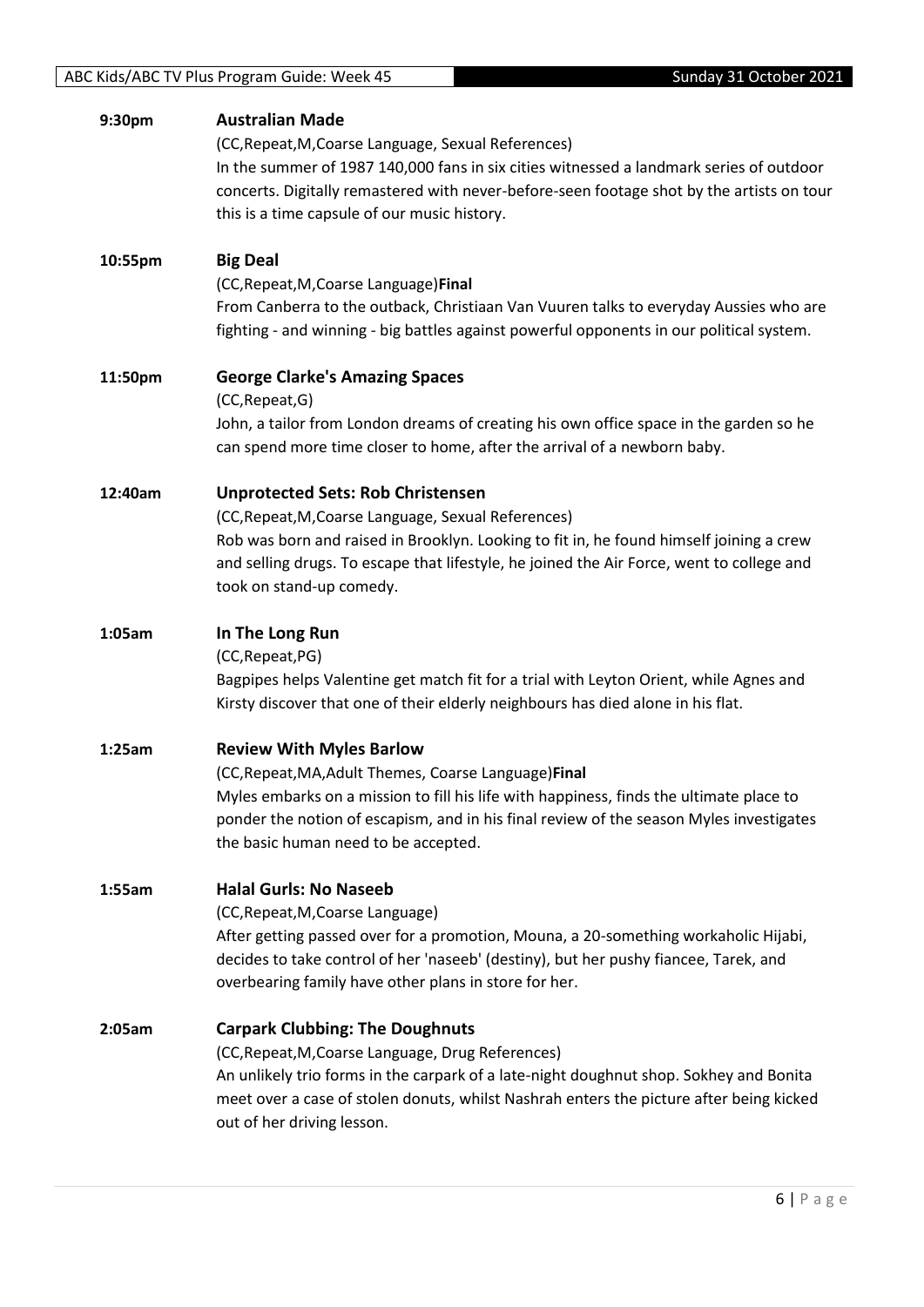**9:30pm** **Australian Made**

(CC,Repeat,M,Coarse Language, Sexual References)

In the summer of 1987 140,000 fans in six cities witnessed a landmark series of outdoor concerts. Digitally remastered with never-before-seen footage shot by the artists on tour this is a time capsule of our music history.

**10:55pm** **Big Deal**

(CC,Repeat,M,Coarse Language)**Final**

From Canberra to the outback, Christiaan Van Vuuren talks to everyday Aussies who are fighting - and winning - big battles against powerful opponents in our political system.

**11:50pm** **George Clarke's Amazing Spaces**

(CC,Repeat,G)

John, a tailor from London dreams of creating his own office space in the garden so he can spend more time closer to home, after the arrival of a newborn baby.

**12:40am** **Unprotected Sets: Rob Christensen**

(CC,Repeat,M,Coarse Language, Sexual References)

Rob was born and raised in Brooklyn. Looking to fit in, he found himself joining a crew and selling drugs. To escape that lifestyle, he joined the Air Force, went to college and took on stand-up comedy.

**1:05am** **In The Long Run**

(CC,Repeat,PG)

Bagpipes helps Valentine get match fit for a trial with Leyton Orient, while Agnes and Kirsty discover that one of their elderly neighbours has died alone in his flat.

**1:25am** **Review With Myles Barlow**

(CC,Repeat,MA,Adult Themes, Coarse Language)**Final**

Myles embarks on a mission to fill his life with happiness, finds the ultimate place to ponder the notion of escapism, and in his final review of the season Myles investigates the basic human need to be accepted.

**1:55am** **Halal Gurls: No Naseeb**

(CC,Repeat,M,Coarse Language)

After getting passed over for a promotion, Mouna, a 20-something workaholic Hijabi, decides to take control of her 'naseeb' (destiny), but her pushy fiancee, Tarek, and overbearing family have other plans in store for her.

**2:05am** **Carpark Clubbing: The Doughnuts**

(CC,Repeat,M,Coarse Language, Drug References)

An unlikely trio forms in the carpark of a late-night doughnut shop. Sokhey and Bonita meet over a case of stolen donuts, whilst Nashrah enters the picture after being kicked out of her driving lesson.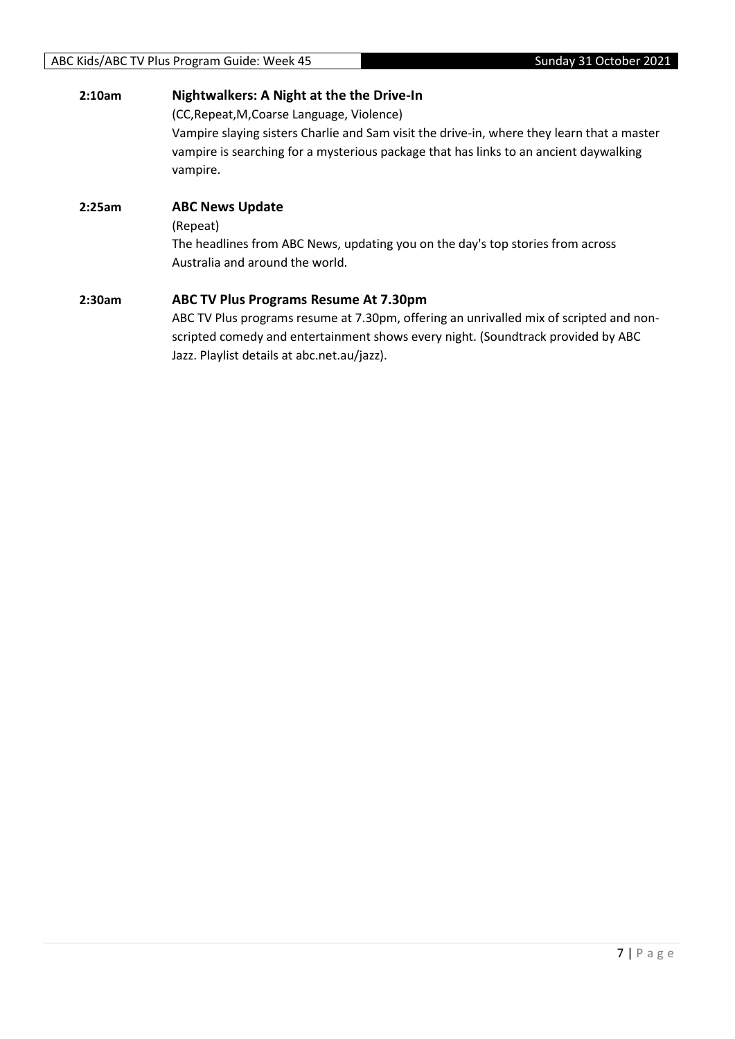**2:10am** **Nightwalkers: A Night at the the Drive-In**

(CC,Repeat,M,Coarse Language, Violence)

Vampire slaying sisters Charlie and Sam visit the drive-in, where they learn that a master vampire is searching for a mysterious package that has links to an ancient daywalking vampire.

**2:25am** **ABC News Update**

(Repeat)

The headlines from ABC News, updating you on the day's top stories from across Australia and around the world.

**2:30am** **ABC TV Plus Programs Resume At 7.30pm**

ABC TV Plus programs resume at 7.30pm, offering an unrivalled mix of scripted and non-scripted comedy and entertainment shows every night. (Soundtrack provided by ABC Jazz. Playlist details at abc.net.au/jazz).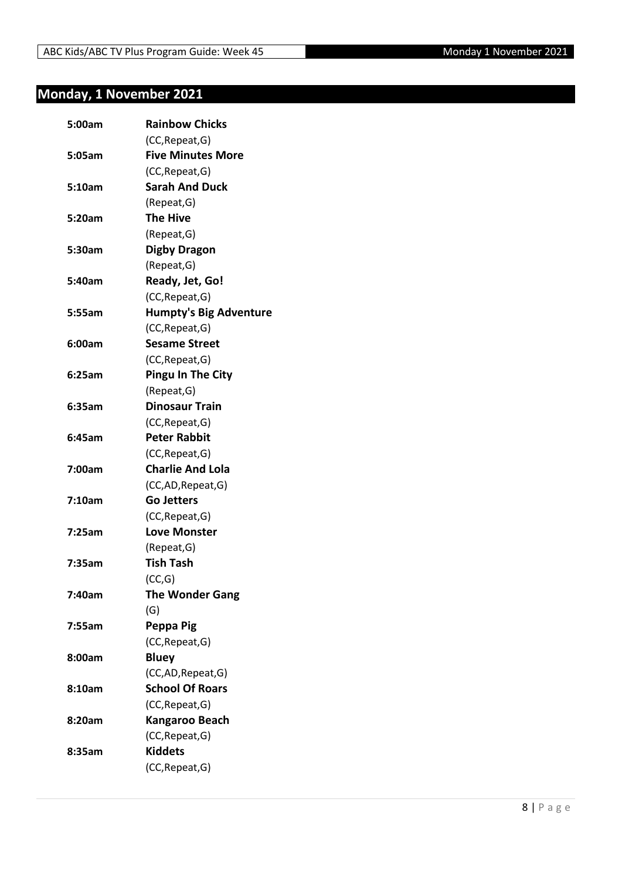## Monday, 1 November 2021

| | |
|---|---|
| **5:00am** | **Rainbow Chicks** |
| | (CC,Repeat,G) |
| **5:05am** | **Five Minutes More** |
| | (CC,Repeat,G) |
| **5:10am** | **Sarah And Duck** |
| | (Repeat,G) |
| **5:20am** | **The Hive** |
| | (Repeat,G) |
| **5:30am** | **Digby Dragon** |
| | (Repeat,G) |
| **5:40am** | **Ready, Jet, Go!** |
| | (CC,Repeat,G) |
| **5:55am** | **Humpty's Big Adventure** |
| | (CC,Repeat,G) |
| **6:00am** | **Sesame Street** |
| | (CC,Repeat,G) |
| **6:25am** | **Pingu In The City** |
| | (Repeat,G) |
| **6:35am** | **Dinosaur Train** |
| | (CC,Repeat,G) |
| **6:45am** | **Peter Rabbit** |
| | (CC,Repeat,G) |
| **7:00am** | **Charlie And Lola** |
| | (CC,AD,Repeat,G) |
| **7:10am** | **Go Jetters** |
| | (CC,Repeat,G) |
| **7:25am** | **Love Monster** |
| | (Repeat,G) |
| **7:35am** | **Tish Tash** |
| | (CC,G) |
| **7:40am** | **The Wonder Gang** |
| | (G) |
| **7:55am** | **Peppa Pig** |
| | (CC,Repeat,G) |
| **8:00am** | **Bluey** |
| | (CC,AD,Repeat,G) |
| **8:10am** | **School Of Roars** |
| | (CC,Repeat,G) |
| **8:20am** | **Kangaroo Beach** |
| | (CC,Repeat,G) |
| **8:35am** | **Kiddets** |
| | (CC,Repeat,G) |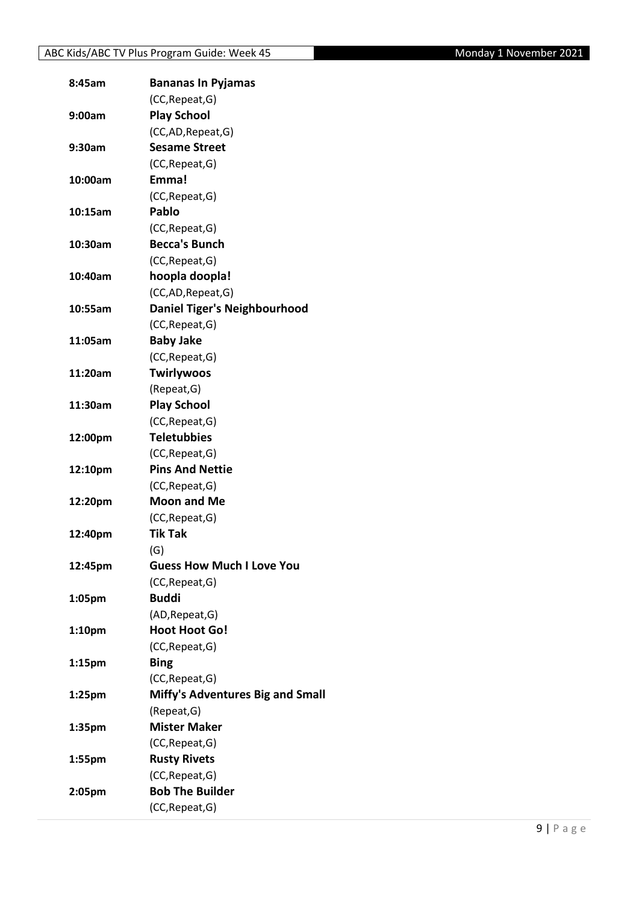| | |
|---|---|
| **8:45am** | **Bananas In Pyjamas** |
| | (CC,Repeat,G) |
| **9:00am** | **Play School** |
| | (CC,AD,Repeat,G) |
| **9:30am** | **Sesame Street** |
| | (CC,Repeat,G) |
| **10:00am** | **Emma!** |
| | (CC,Repeat,G) |
| **10:15am** | **Pablo** |
| | (CC,Repeat,G) |
| **10:30am** | **Becca's Bunch** |
| | (CC,Repeat,G) |
| **10:40am** | **hoopla doopla!** |
| | (CC,AD,Repeat,G) |
| **10:55am** | **Daniel Tiger's Neighbourhood** |
| | (CC,Repeat,G) |
| **11:05am** | **Baby Jake** |
| | (CC,Repeat,G) |
| **11:20am** | **Twirlywoos** |
| | (Repeat,G) |
| **11:30am** | **Play School** |
| | (CC,Repeat,G) |
| **12:00pm** | **Teletubbies** |
| | (CC,Repeat,G) |
| **12:10pm** | **Pins And Nettie** |
| | (CC,Repeat,G) |
| **12:20pm** | **Moon and Me** |
| | (CC,Repeat,G) |
| **12:40pm** | **Tik Tak** |
| | (G) |
| **12:45pm** | **Guess How Much I Love You** |
| | (CC,Repeat,G) |
| **1:05pm** | **Buddi** |
| | (AD,Repeat,G) |
| **1:10pm** | **Hoot Hoot Go!** |
| | (CC,Repeat,G) |
| **1:15pm** | **Bing** |
| | (CC,Repeat,G) |
| **1:25pm** | **Miffy's Adventures Big and Small** |
| | (Repeat,G) |
| **1:35pm** | **Mister Maker** |
| | (CC,Repeat,G) |
| **1:55pm** | **Rusty Rivets** |
| | (CC,Repeat,G) |
| **2:05pm** | **Bob The Builder** |
| | (CC,Repeat,G) |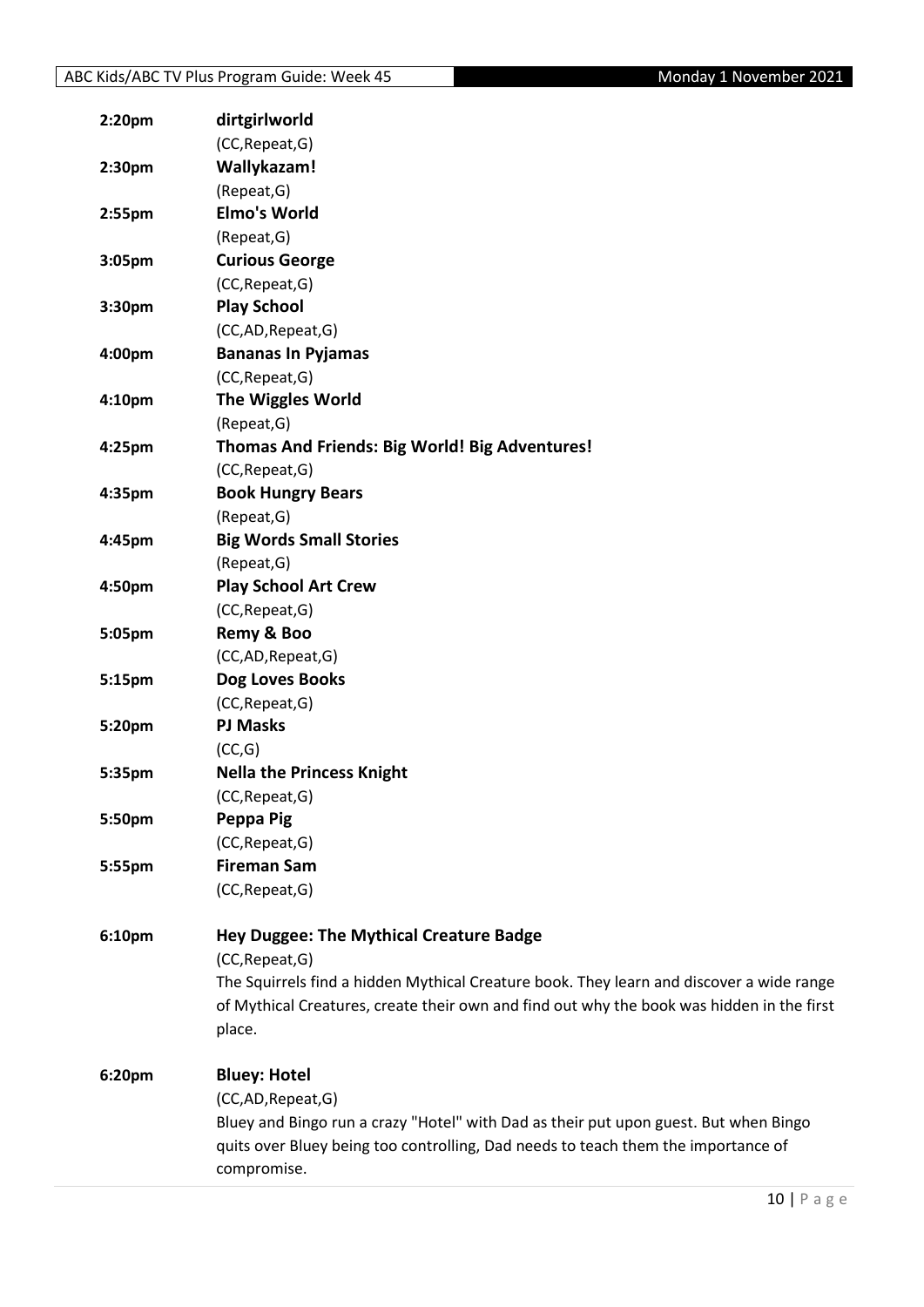**2:20pm** **dirtgirlworld**
(CC,Repeat,G)

**2:30pm** **Wallykazam!**
(Repeat,G)

**2:55pm** **Elmo's World**
(Repeat,G)

**3:05pm** **Curious George**
(CC,Repeat,G)

**3:30pm** **Play School**
(CC,AD,Repeat,G)

**4:00pm** **Bananas In Pyjamas**
(CC,Repeat,G)

**4:10pm** **The Wiggles World**
(Repeat,G)

**4:25pm** **Thomas And Friends: Big World! Big Adventures!**
(CC,Repeat,G)

**4:35pm** **Book Hungry Bears**
(Repeat,G)

**4:45pm** **Big Words Small Stories**
(Repeat,G)

**4:50pm** **Play School Art Crew**
(CC,Repeat,G)

**5:05pm** **Remy & Boo**
(CC,AD,Repeat,G)

**5:15pm** **Dog Loves Books**
(CC,Repeat,G)

**5:20pm** **PJ Masks**
(CC,G)

**5:35pm** **Nella the Princess Knight**
(CC,Repeat,G)

**5:50pm** **Peppa Pig**
(CC,Repeat,G)

**5:55pm** **Fireman Sam**
(CC,Repeat,G)

**6:10pm** **Hey Duggee: The Mythical Creature Badge**
(CC,Repeat,G)
The Squirrels find a hidden Mythical Creature book. They learn and discover a wide range of Mythical Creatures, create their own and find out why the book was hidden in the first place.

**6:20pm** **Bluey: Hotel**
(CC,AD,Repeat,G)
Bluey and Bingo run a crazy "Hotel" with Dad as their put upon guest. But when Bingo quits over Bluey being too controlling, Dad needs to teach them the importance of compromise.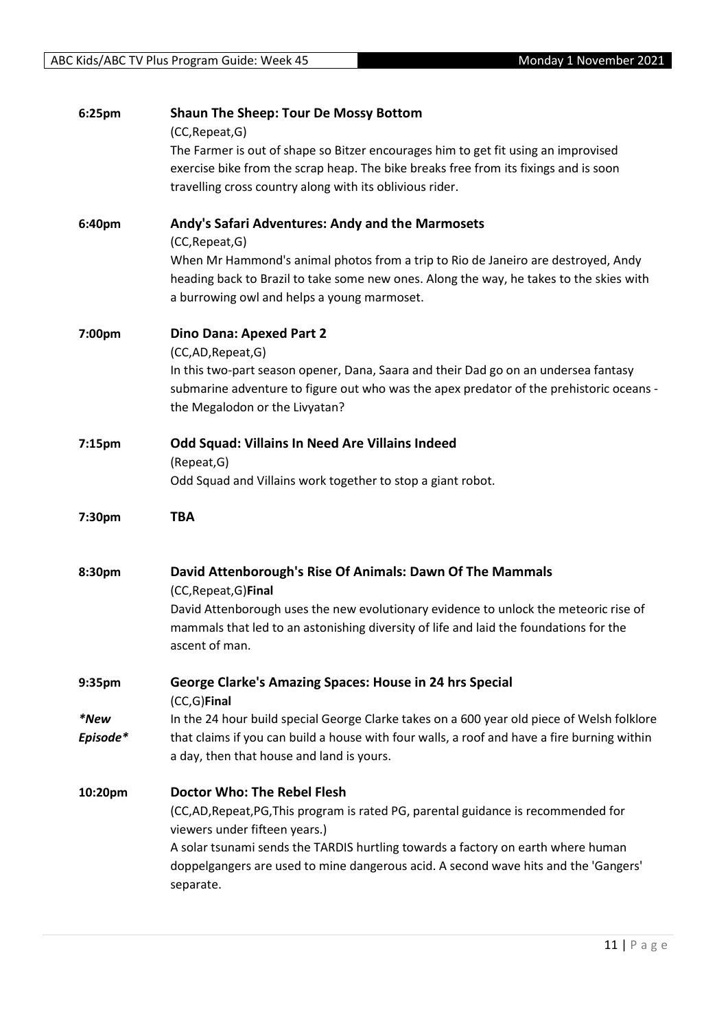**6:25pm** **Shaun The Sheep: Tour De Mossy Bottom**
(CC,Repeat,G)
The Farmer is out of shape so Bitzer encourages him to get fit using an improvised exercise bike from the scrap heap. The bike breaks free from its fixings and is soon travelling cross country along with its oblivious rider.

**6:40pm** **Andy's Safari Adventures: Andy and the Marmosets**
(CC,Repeat,G)
When Mr Hammond's animal photos from a trip to Rio de Janeiro are destroyed, Andy heading back to Brazil to take some new ones. Along the way, he takes to the skies with a burrowing owl and helps a young marmoset.

**7:00pm** **Dino Dana: Apexed Part 2**
(CC,AD,Repeat,G)
In this two-part season opener, Dana, Saara and their Dad go on an undersea fantasy submarine adventure to figure out who was the apex predator of the prehistoric oceans - the Megalodon or the Livyatan?

**7:15pm** **Odd Squad: Villains In Need Are Villains Indeed**
(Repeat,G)
Odd Squad and Villains work together to stop a giant robot.

**7:30pm** **TBA**

**8:30pm** **David Attenborough's Rise Of Animals: Dawn Of The Mammals**
(CC,Repeat,G)**Final**
David Attenborough uses the new evolutionary evidence to unlock the meteoric rise of mammals that led to an astonishing diversity of life and laid the foundations for the ascent of man.

**9:35pm** **George Clarke's Amazing Spaces: House in 24 hrs Special**
(CC,G)**Final**
*\*New Episode\**
In the 24 hour build special George Clarke takes on a 600 year old piece of Welsh folklore that claims if you can build a house with four walls, a roof and have a fire burning within a day, then that house and land is yours.

**10:20pm** **Doctor Who: The Rebel Flesh**
(CC,AD,Repeat,PG,This program is rated PG, parental guidance is recommended for viewers under fifteen years.)
A solar tsunami sends the TARDIS hurtling towards a factory on earth where human doppelgangers are used to mine dangerous acid. A second wave hits and the 'Gangers' separate.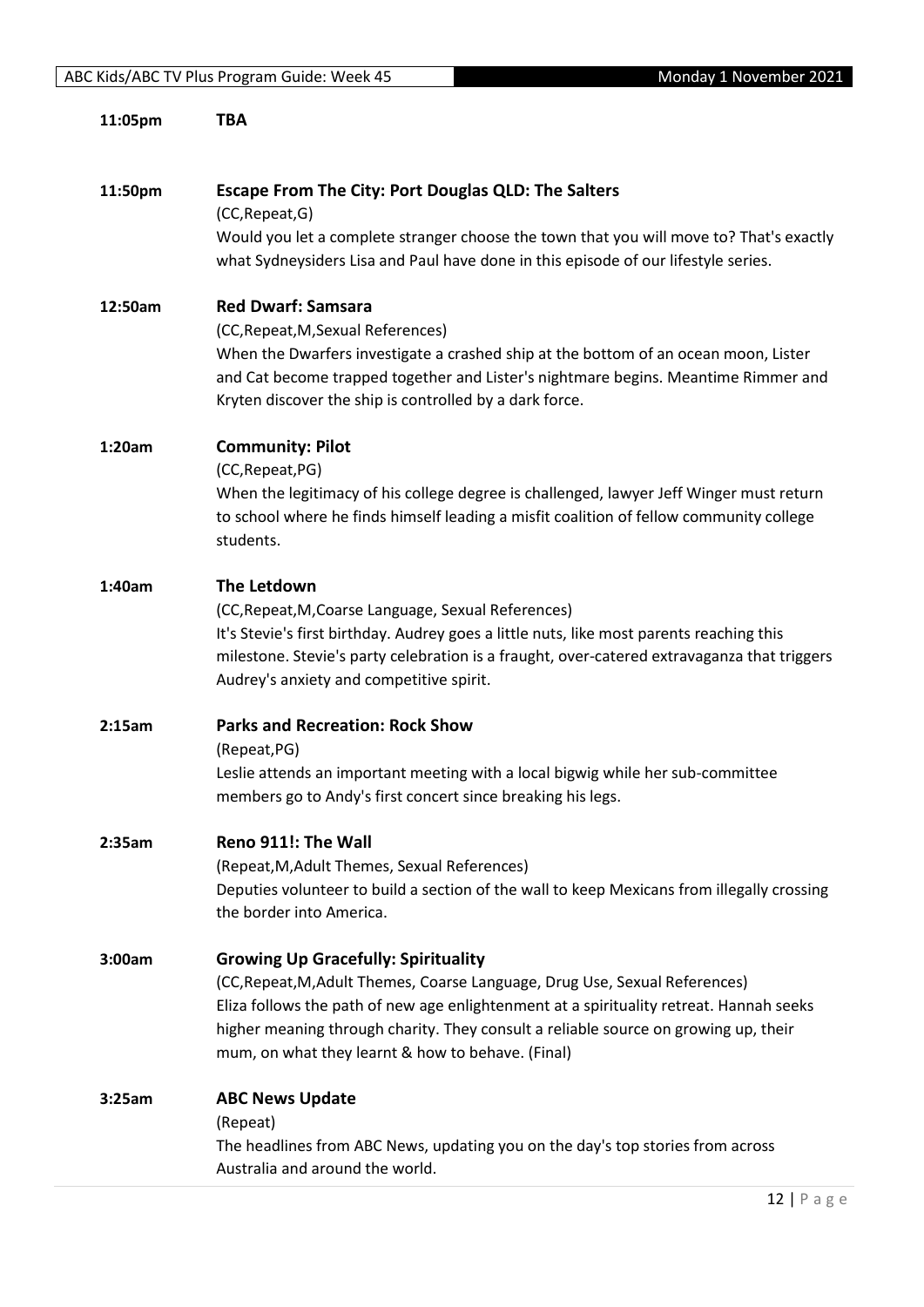**11:05pm** **TBA**

**11:50pm** **Escape From The City: Port Douglas QLD: The Salters**

(CC,Repeat,G)

Would you let a complete stranger choose the town that you will move to? That's exactly what Sydneysiders Lisa and Paul have done in this episode of our lifestyle series.

**12:50am** **Red Dwarf: Samsara**

(CC,Repeat,M,Sexual References)

When the Dwarfers investigate a crashed ship at the bottom of an ocean moon, Lister and Cat become trapped together and Lister's nightmare begins. Meantime Rimmer and Kryten discover the ship is controlled by a dark force.

**1:20am** **Community: Pilot**

(CC,Repeat,PG)

When the legitimacy of his college degree is challenged, lawyer Jeff Winger must return to school where he finds himself leading a misfit coalition of fellow community college students.

**1:40am** **The Letdown**

(CC,Repeat,M,Coarse Language, Sexual References)

It's Stevie's first birthday. Audrey goes a little nuts, like most parents reaching this milestone. Stevie's party celebration is a fraught, over-catered extravaganza that triggers Audrey's anxiety and competitive spirit.

**2:15am** **Parks and Recreation: Rock Show**

(Repeat,PG)

Leslie attends an important meeting with a local bigwig while her sub-committee members go to Andy's first concert since breaking his legs.

**2:35am** **Reno 911!: The Wall**

(Repeat,M,Adult Themes, Sexual References)

Deputies volunteer to build a section of the wall to keep Mexicans from illegally crossing the border into America.

**3:00am** **Growing Up Gracefully: Spirituality**

(CC,Repeat,M,Adult Themes, Coarse Language, Drug Use, Sexual References)

Eliza follows the path of new age enlightenment at a spirituality retreat. Hannah seeks higher meaning through charity. They consult a reliable source on growing up, their mum, on what they learnt & how to behave. (Final)

**3:25am** **ABC News Update**

(Repeat)

The headlines from ABC News, updating you on the day's top stories from across Australia and around the world.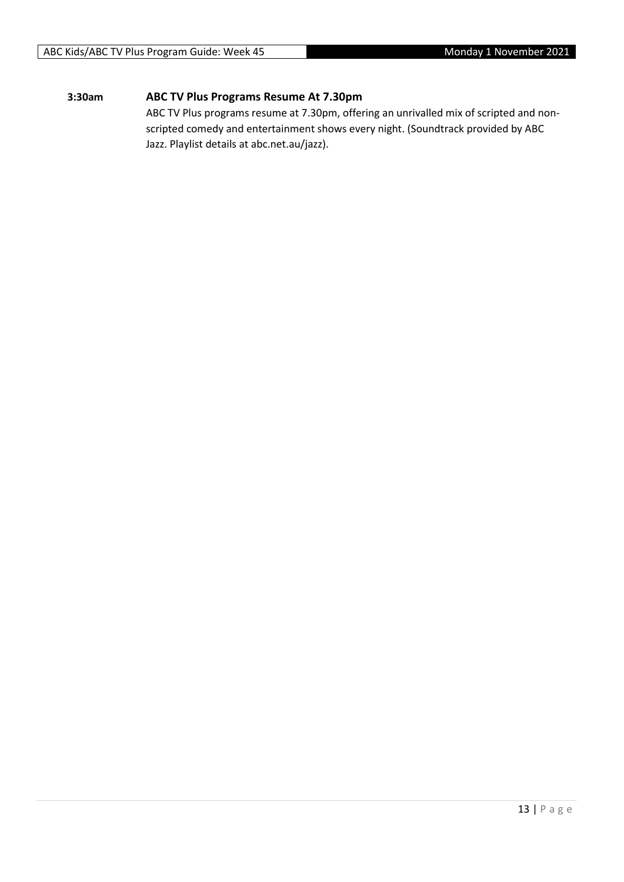**3:30am** **ABC TV Plus Programs Resume At 7.30pm**

ABC TV Plus programs resume at 7.30pm, offering an unrivalled mix of scripted and non-scripted comedy and entertainment shows every night. (Soundtrack provided by ABC Jazz. Playlist details at abc.net.au/jazz).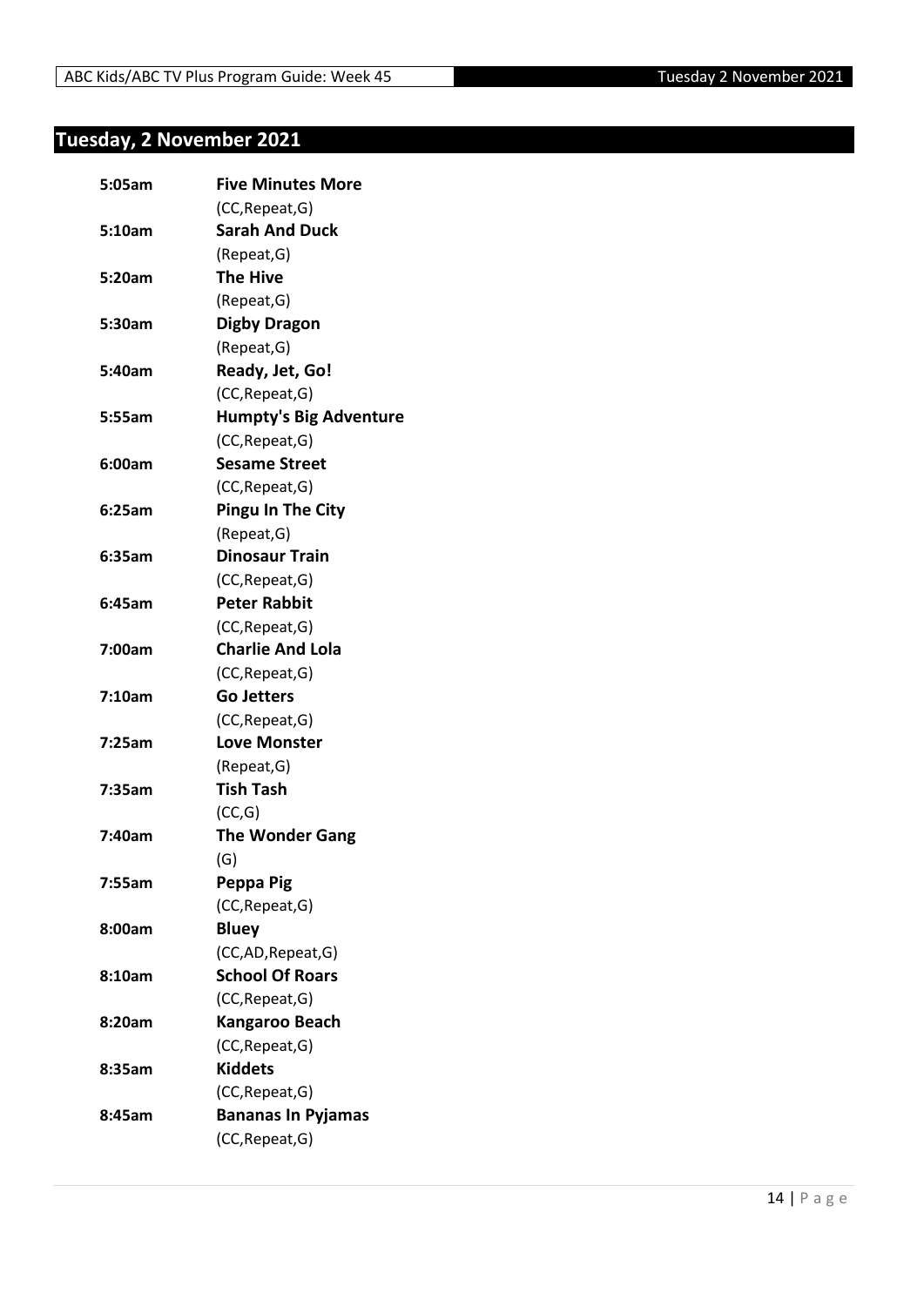## Tuesday, 2 November 2021

| | |
|---|---|
| **5:05am** | **Five Minutes More** |
| | (CC,Repeat,G) |
| **5:10am** | **Sarah And Duck** |
| | (Repeat,G) |
| **5:20am** | **The Hive** |
| | (Repeat,G) |
| **5:30am** | **Digby Dragon** |
| | (Repeat,G) |
| **5:40am** | **Ready, Jet, Go!** |
| | (CC,Repeat,G) |
| **5:55am** | **Humpty's Big Adventure** |
| | (CC,Repeat,G) |
| **6:00am** | **Sesame Street** |
| | (CC,Repeat,G) |
| **6:25am** | **Pingu In The City** |
| | (Repeat,G) |
| **6:35am** | **Dinosaur Train** |
| | (CC,Repeat,G) |
| **6:45am** | **Peter Rabbit** |
| | (CC,Repeat,G) |
| **7:00am** | **Charlie And Lola** |
| | (CC,Repeat,G) |
| **7:10am** | **Go Jetters** |
| | (CC,Repeat,G) |
| **7:25am** | **Love Monster** |
| | (Repeat,G) |
| **7:35am** | **Tish Tash** |
| | (CC,G) |
| **7:40am** | **The Wonder Gang** |
| | (G) |
| **7:55am** | **Peppa Pig** |
| | (CC,Repeat,G) |
| **8:00am** | **Bluey** |
| | (CC,AD,Repeat,G) |
| **8:10am** | **School Of Roars** |
| | (CC,Repeat,G) |
| **8:20am** | **Kangaroo Beach** |
| | (CC,Repeat,G) |
| **8:35am** | **Kiddets** |
| | (CC,Repeat,G) |
| **8:45am** | **Bananas In Pyjamas** |
| | (CC,Repeat,G) |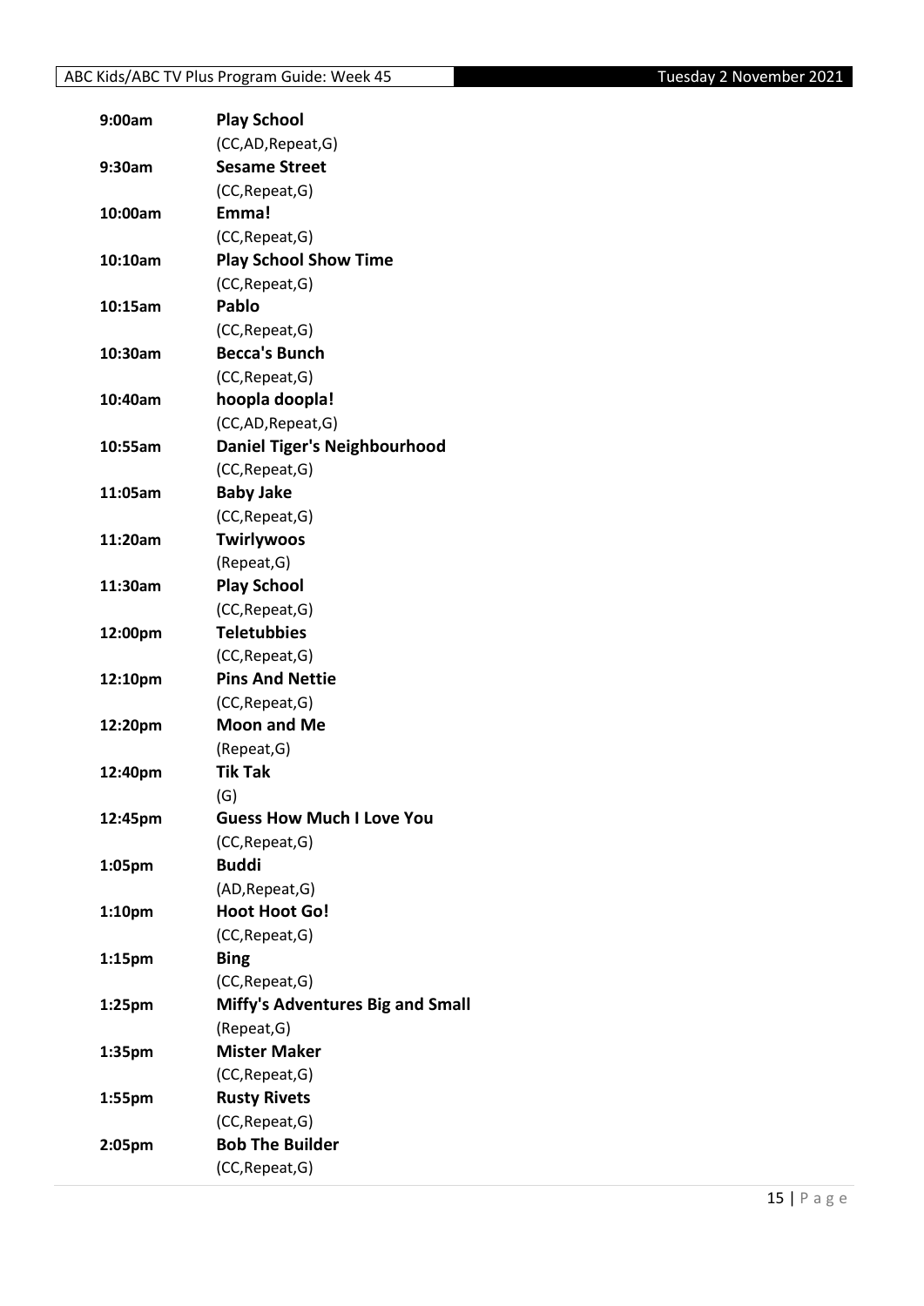| Time | Program |
| --- | --- |
| 9:00am | **Play School**<br>(CC,AD,Repeat,G) |
| 9:30am | **Sesame Street**<br>(CC,Repeat,G) |
| 10:00am | **Emma!**<br>(CC,Repeat,G) |
| 10:10am | **Play School Show Time**<br>(CC,Repeat,G) |
| 10:15am | **Pablo**<br>(CC,Repeat,G) |
| 10:30am | **Becca's Bunch**<br>(CC,Repeat,G) |
| 10:40am | **hoopla doopla!**<br>(CC,AD,Repeat,G) |
| 10:55am | **Daniel Tiger's Neighbourhood**<br>(CC,Repeat,G) |
| 11:05am | **Baby Jake**<br>(CC,Repeat,G) |
| 11:20am | **Twirlywoos**<br>(Repeat,G) |
| 11:30am | **Play School**<br>(CC,Repeat,G) |
| 12:00pm | **Teletubbies**<br>(CC,Repeat,G) |
| 12:10pm | **Pins And Nettie**<br>(CC,Repeat,G) |
| 12:20pm | **Moon and Me**<br>(Repeat,G) |
| 12:40pm | **Tik Tak**<br>(G) |
| 12:45pm | **Guess How Much I Love You**<br>(CC,Repeat,G) |
| 1:05pm | **Buddi**<br>(AD,Repeat,G) |
| 1:10pm | **Hoot Hoot Go!**<br>(CC,Repeat,G) |
| 1:15pm | **Bing**<br>(CC,Repeat,G) |
| 1:25pm | **Miffy's Adventures Big and Small**<br>(Repeat,G) |
| 1:35pm | **Mister Maker**<br>(CC,Repeat,G) |
| 1:55pm | **Rusty Rivets**<br>(CC,Repeat,G) |
| 2:05pm | **Bob The Builder**<br>(CC,Repeat,G) |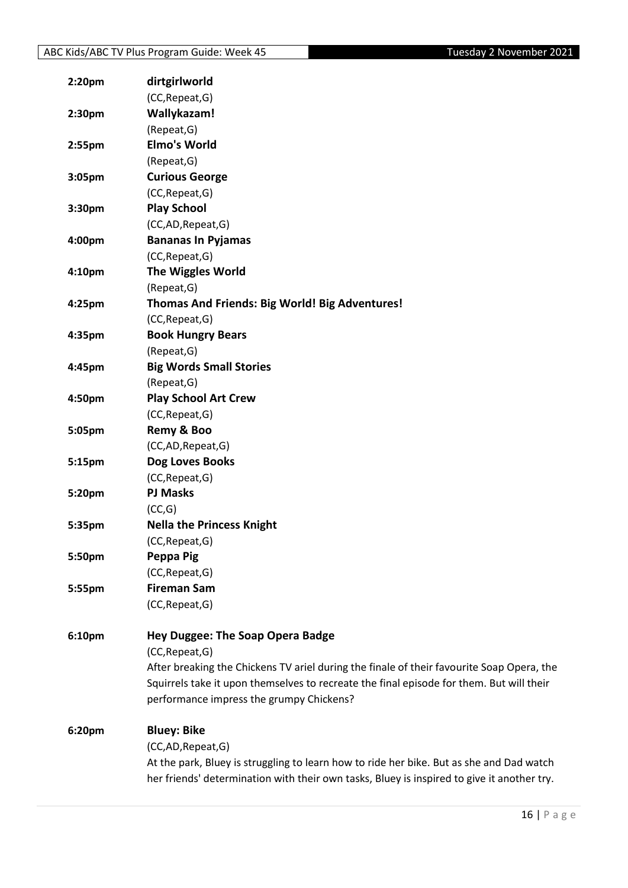| | |
|---|---|
| 2:20pm | **dirtgirlworld** |
| | (CC,Repeat,G) |
| 2:30pm | **Wallykazam!** |
| | (Repeat,G) |
| 2:55pm | **Elmo's World** |
| | (Repeat,G) |
| 3:05pm | **Curious George** |
| | (CC,Repeat,G) |
| 3:30pm | **Play School** |
| | (CC,AD,Repeat,G) |
| 4:00pm | **Bananas In Pyjamas** |
| | (CC,Repeat,G) |
| 4:10pm | **The Wiggles World** |
| | (Repeat,G) |
| 4:25pm | **Thomas And Friends: Big World! Big Adventures!** |
| | (CC,Repeat,G) |
| 4:35pm | **Book Hungry Bears** |
| | (Repeat,G) |
| 4:45pm | **Big Words Small Stories** |
| | (Repeat,G) |
| 4:50pm | **Play School Art Crew** |
| | (CC,Repeat,G) |
| 5:05pm | **Remy & Boo** |
| | (CC,AD,Repeat,G) |
| 5:15pm | **Dog Loves Books** |
| | (CC,Repeat,G) |
| 5:20pm | **PJ Masks** |
| | (CC,G) |
| 5:35pm | **Nella the Princess Knight** |
| | (CC,Repeat,G) |
| 5:50pm | **Peppa Pig** |
| | (CC,Repeat,G) |
| 5:55pm | **Fireman Sam** |
| | (CC,Repeat,G) |

**6:10pm** **Hey Duggee: The Soap Opera Badge**

(CC,Repeat,G)

After breaking the Chickens TV ariel during the finale of their favourite Soap Opera, the Squirrels take it upon themselves to recreate the final episode for them. But will their performance impress the grumpy Chickens?

**6:20pm** **Bluey: Bike**

(CC,AD,Repeat,G)

At the park, Bluey is struggling to learn how to ride her bike. But as she and Dad watch her friends' determination with their own tasks, Bluey is inspired to give it another try.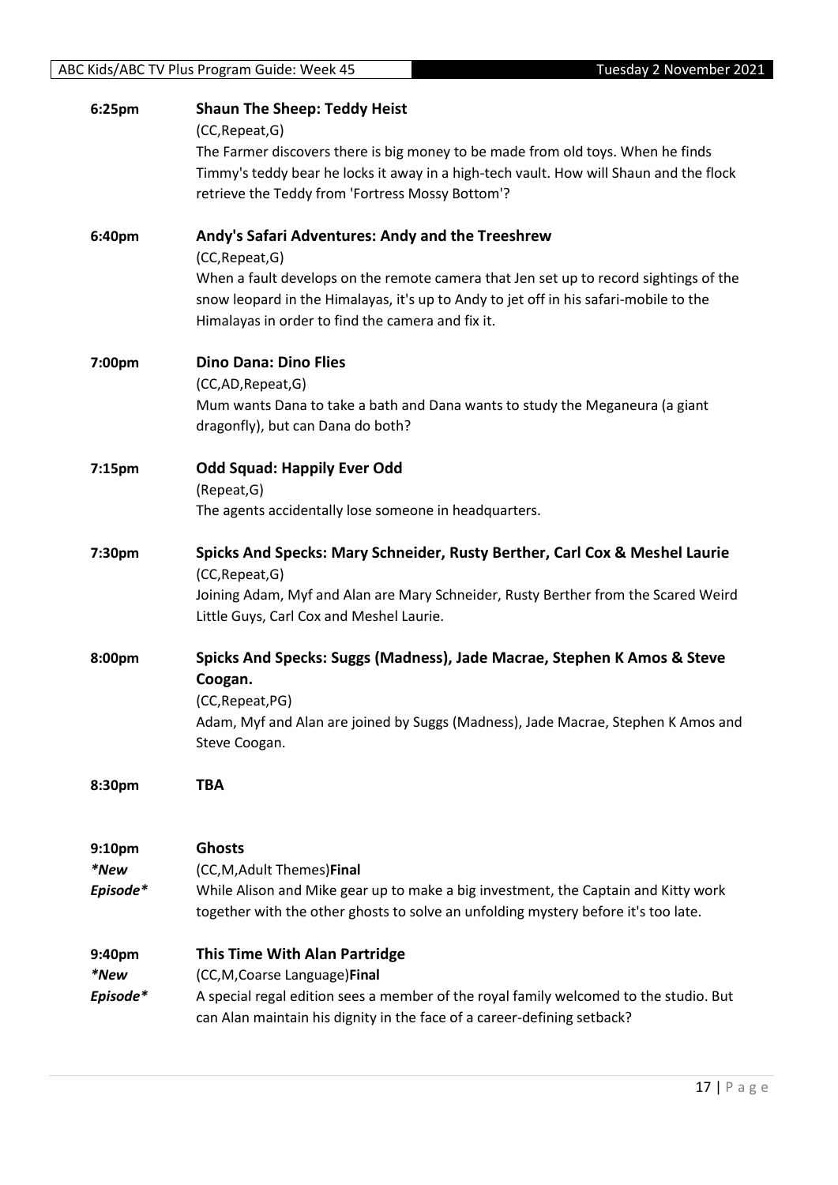**6:25pm** **Shaun The Sheep: Teddy Heist**
(CC,Repeat,G)
The Farmer discovers there is big money to be made from old toys. When he finds Timmy's teddy bear he locks it away in a high-tech vault. How will Shaun and the flock retrieve the Teddy from 'Fortress Mossy Bottom'?

**6:40pm** **Andy's Safari Adventures: Andy and the Treeshrew**
(CC,Repeat,G)
When a fault develops on the remote camera that Jen set up to record sightings of the snow leopard in the Himalayas, it's up to Andy to jet off in his safari-mobile to the Himalayas in order to find the camera and fix it.

**7:00pm** **Dino Dana: Dino Flies**
(CC,AD,Repeat,G)
Mum wants Dana to take a bath and Dana wants to study the Meganeura (a giant dragonfly), but can Dana do both?

**7:15pm** **Odd Squad: Happily Ever Odd**
(Repeat,G)
The agents accidentally lose someone in headquarters.

**7:30pm** **Spicks And Specks: Mary Schneider, Rusty Berther, Carl Cox & Meshel Laurie**
(CC,Repeat,G)
Joining Adam, Myf and Alan are Mary Schneider, Rusty Berther from the Scared Weird Little Guys, Carl Cox and Meshel Laurie.

**8:00pm** **Spicks And Specks: Suggs (Madness), Jade Macrae, Stephen K Amos & Steve Coogan.**
(CC,Repeat,PG)
Adam, Myf and Alan are joined by Suggs (Madness), Jade Macrae, Stephen K Amos and Steve Coogan.

**8:30pm** **TBA**

**9:10pm** *\*New Episode\** **Ghosts**
(CC,M,Adult Themes)**Final**
While Alison and Mike gear up to make a big investment, the Captain and Kitty work together with the other ghosts to solve an unfolding mystery before it's too late.

**9:40pm** *\*New Episode\** **This Time With Alan Partridge**
(CC,M,Coarse Language)**Final**
A special regal edition sees a member of the royal family welcomed to the studio. But can Alan maintain his dignity in the face of a career-defining setback?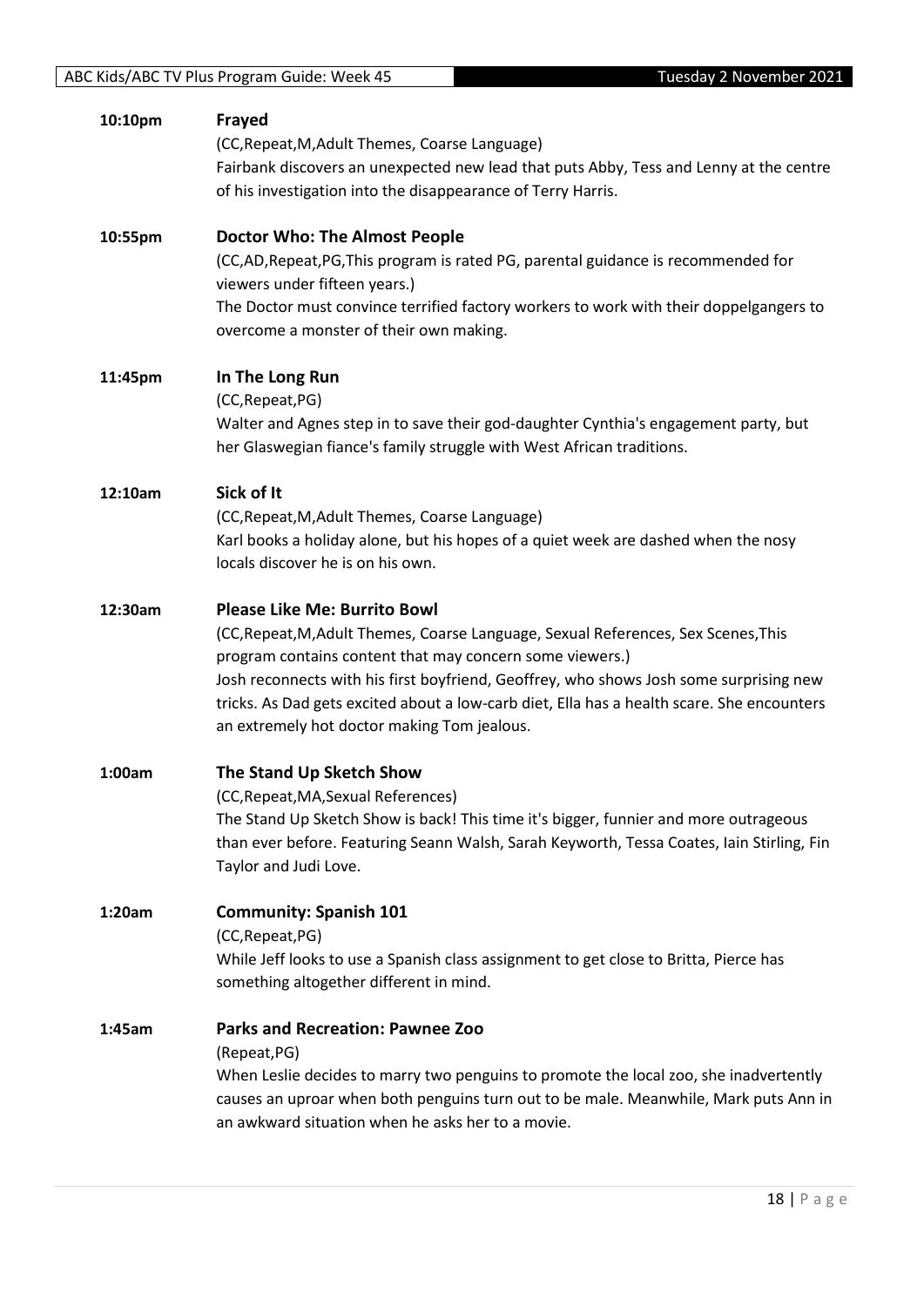**10:10pm** **Frayed**

(CC,Repeat,M,Adult Themes, Coarse Language)

Fairbank discovers an unexpected new lead that puts Abby, Tess and Lenny at the centre of his investigation into the disappearance of Terry Harris.

**10:55pm** **Doctor Who: The Almost People**

(CC,AD,Repeat,PG,This program is rated PG, parental guidance is recommended for viewers under fifteen years.)

The Doctor must convince terrified factory workers to work with their doppelgangers to overcome a monster of their own making.

**11:45pm** **In The Long Run**

(CC,Repeat,PG)

Walter and Agnes step in to save their god-daughter Cynthia's engagement party, but her Glaswegian fiance's family struggle with West African traditions.

**12:10am** **Sick of It**

(CC,Repeat,M,Adult Themes, Coarse Language)

Karl books a holiday alone, but his hopes of a quiet week are dashed when the nosy locals discover he is on his own.

**12:30am** **Please Like Me: Burrito Bowl**

(CC,Repeat,M,Adult Themes, Coarse Language, Sexual References, Sex Scenes,This program contains content that may concern some viewers.)

Josh reconnects with his first boyfriend, Geoffrey, who shows Josh some surprising new tricks. As Dad gets excited about a low-carb diet, Ella has a health scare. She encounters an extremely hot doctor making Tom jealous.

**1:00am** **The Stand Up Sketch Show**

(CC,Repeat,MA,Sexual References)

The Stand Up Sketch Show is back! This time it's bigger, funnier and more outrageous than ever before. Featuring Seann Walsh, Sarah Keyworth, Tessa Coates, Iain Stirling, Fin Taylor and Judi Love.

**1:20am** **Community: Spanish 101**

(CC,Repeat,PG)

While Jeff looks to use a Spanish class assignment to get close to Britta, Pierce has something altogether different in mind.

**1:45am** **Parks and Recreation: Pawnee Zoo**

(Repeat,PG)

When Leslie decides to marry two penguins to promote the local zoo, she inadvertently causes an uproar when both penguins turn out to be male. Meanwhile, Mark puts Ann in an awkward situation when he asks her to a movie.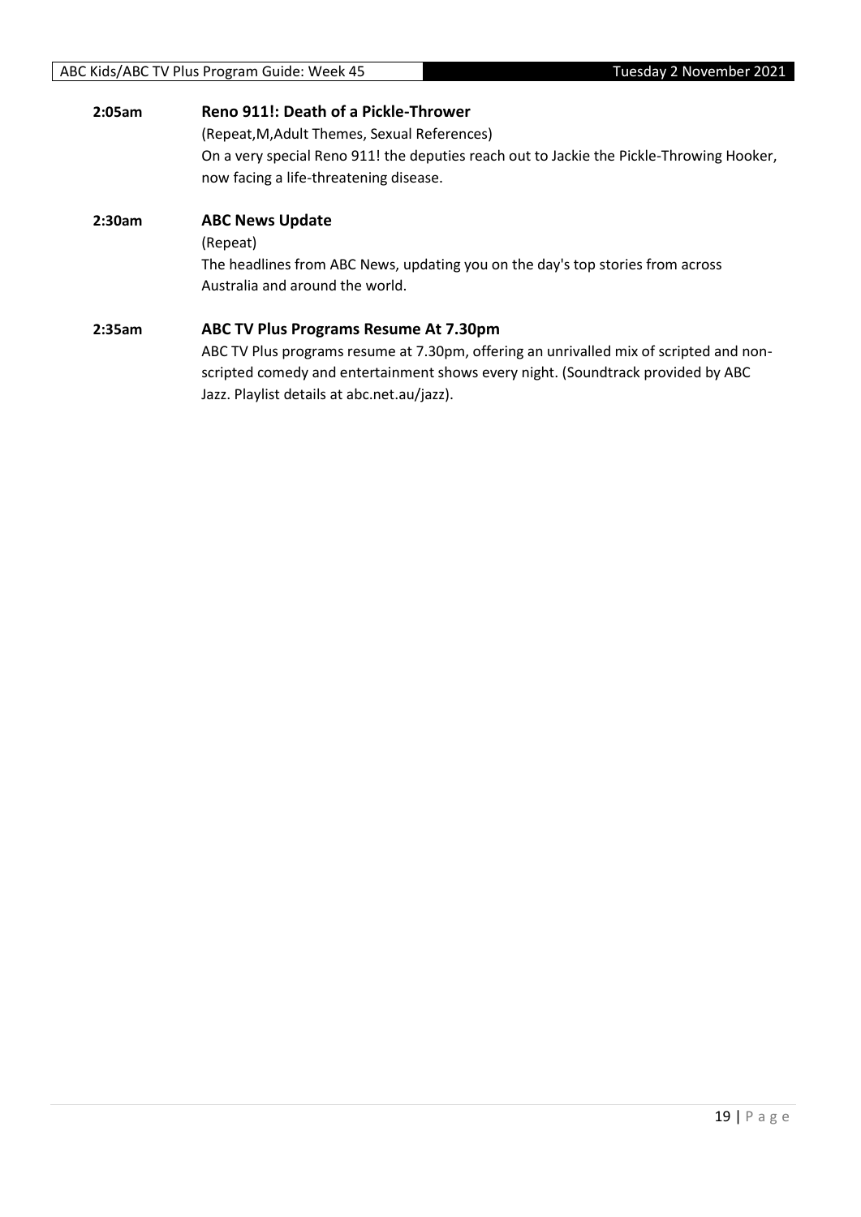**2:05am** **Reno 911!: Death of a Pickle-Thrower**

(Repeat,M,Adult Themes, Sexual References)

On a very special Reno 911! the deputies reach out to Jackie the Pickle-Throwing Hooker, now facing a life-threatening disease.

**2:30am** **ABC News Update**

(Repeat)

The headlines from ABC News, updating you on the day's top stories from across Australia and around the world.

**2:35am** **ABC TV Plus Programs Resume At 7.30pm**

ABC TV Plus programs resume at 7.30pm, offering an unrivalled mix of scripted and non-scripted comedy and entertainment shows every night. (Soundtrack provided by ABC Jazz. Playlist details at abc.net.au/jazz).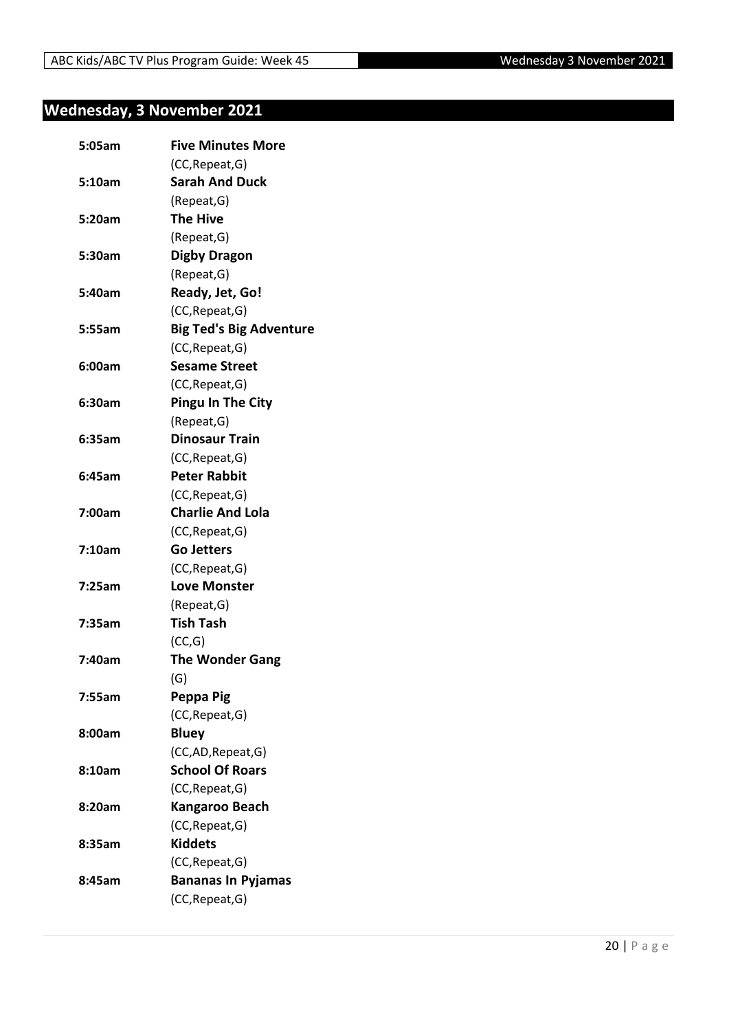## Wednesday, 3 November 2021

| | |
|---|---|
| **5:05am** | **Five Minutes More** |
| | (CC,Repeat,G) |
| **5:10am** | **Sarah And Duck** |
| | (Repeat,G) |
| **5:20am** | **The Hive** |
| | (Repeat,G) |
| **5:30am** | **Digby Dragon** |
| | (Repeat,G) |
| **5:40am** | **Ready, Jet, Go!** |
| | (CC,Repeat,G) |
| **5:55am** | **Big Ted's Big Adventure** |
| | (CC,Repeat,G) |
| **6:00am** | **Sesame Street** |
| | (CC,Repeat,G) |
| **6:30am** | **Pingu In The City** |
| | (Repeat,G) |
| **6:35am** | **Dinosaur Train** |
| | (CC,Repeat,G) |
| **6:45am** | **Peter Rabbit** |
| | (CC,Repeat,G) |
| **7:00am** | **Charlie And Lola** |
| | (CC,Repeat,G) |
| **7:10am** | **Go Jetters** |
| | (CC,Repeat,G) |
| **7:25am** | **Love Monster** |
| | (Repeat,G) |
| **7:35am** | **Tish Tash** |
| | (CC,G) |
| **7:40am** | **The Wonder Gang** |
| | (G) |
| **7:55am** | **Peppa Pig** |
| | (CC,Repeat,G) |
| **8:00am** | **Bluey** |
| | (CC,AD,Repeat,G) |
| **8:10am** | **School Of Roars** |
| | (CC,Repeat,G) |
| **8:20am** | **Kangaroo Beach** |
| | (CC,Repeat,G) |
| **8:35am** | **Kiddets** |
| | (CC,Repeat,G) |
| **8:45am** | **Bananas In Pyjamas** |
| | (CC,Repeat,G) |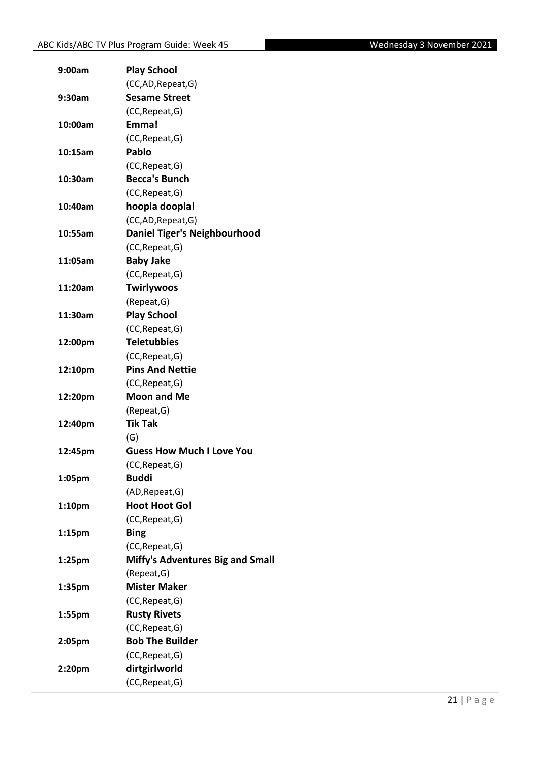| | |
|---|---|
| **9:00am** | **Play School** |
| | (CC,AD,Repeat,G) |
| **9:30am** | **Sesame Street** |
| | (CC,Repeat,G) |
| **10:00am** | **Emma!** |
| | (CC,Repeat,G) |
| **10:15am** | **Pablo** |
| | (CC,Repeat,G) |
| **10:30am** | **Becca's Bunch** |
| | (CC,Repeat,G) |
| **10:40am** | **hoopla doopla!** |
| | (CC,AD,Repeat,G) |
| **10:55am** | **Daniel Tiger's Neighbourhood** |
| | (CC,Repeat,G) |
| **11:05am** | **Baby Jake** |
| | (CC,Repeat,G) |
| **11:20am** | **Twirlywoos** |
| | (Repeat,G) |
| **11:30am** | **Play School** |
| | (CC,Repeat,G) |
| **12:00pm** | **Teletubbies** |
| | (CC,Repeat,G) |
| **12:10pm** | **Pins And Nettie** |
| | (CC,Repeat,G) |
| **12:20pm** | **Moon and Me** |
| | (Repeat,G) |
| **12:40pm** | **Tik Tak** |
| | (G) |
| **12:45pm** | **Guess How Much I Love You** |
| | (CC,Repeat,G) |
| **1:05pm** | **Buddi** |
| | (AD,Repeat,G) |
| **1:10pm** | **Hoot Hoot Go!** |
| | (CC,Repeat,G) |
| **1:15pm** | **Bing** |
| | (CC,Repeat,G) |
| **1:25pm** | **Miffy's Adventures Big and Small** |
| | (Repeat,G) |
| **1:35pm** | **Mister Maker** |
| | (CC,Repeat,G) |
| **1:55pm** | **Rusty Rivets** |
| | (CC,Repeat,G) |
| **2:05pm** | **Bob The Builder** |
| | (CC,Repeat,G) |
| **2:20pm** | **dirtgirlworld** |
| | (CC,Repeat,G) |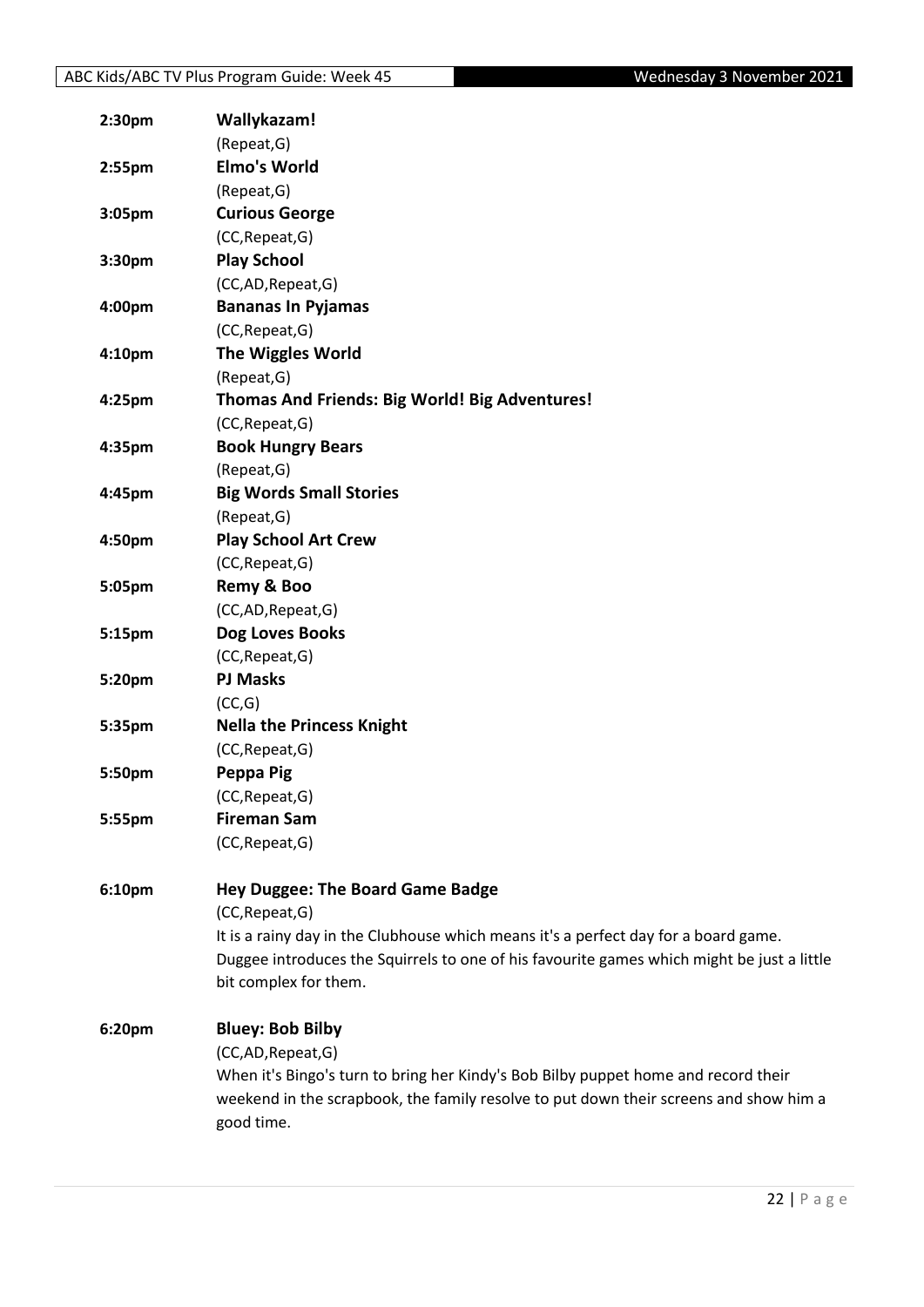**2:30pm** **Wallykazam!**
(Repeat,G)

**2:55pm** **Elmo's World**
(Repeat,G)

**3:05pm** **Curious George**
(CC,Repeat,G)

**3:30pm** **Play School**
(CC,AD,Repeat,G)

**4:00pm** **Bananas In Pyjamas**
(CC,Repeat,G)

**4:10pm** **The Wiggles World**
(Repeat,G)

**4:25pm** **Thomas And Friends: Big World! Big Adventures!**
(CC,Repeat,G)

**4:35pm** **Book Hungry Bears**
(Repeat,G)

**4:45pm** **Big Words Small Stories**
(Repeat,G)

**4:50pm** **Play School Art Crew**
(CC,Repeat,G)

**5:05pm** **Remy & Boo**
(CC,AD,Repeat,G)

**5:15pm** **Dog Loves Books**
(CC,Repeat,G)

**5:20pm** **PJ Masks**
(CC,G)

**5:35pm** **Nella the Princess Knight**
(CC,Repeat,G)

**5:50pm** **Peppa Pig**
(CC,Repeat,G)

**5:55pm** **Fireman Sam**
(CC,Repeat,G)

**6:10pm** **Hey Duggee: The Board Game Badge**
(CC,Repeat,G)
It is a rainy day in the Clubhouse which means it's a perfect day for a board game. Duggee introduces the Squirrels to one of his favourite games which might be just a little bit complex for them.

**6:20pm** **Bluey: Bob Bilby**
(CC,AD,Repeat,G)
When it's Bingo's turn to bring her Kindy's Bob Bilby puppet home and record their weekend in the scrapbook, the family resolve to put down their screens and show him a good time.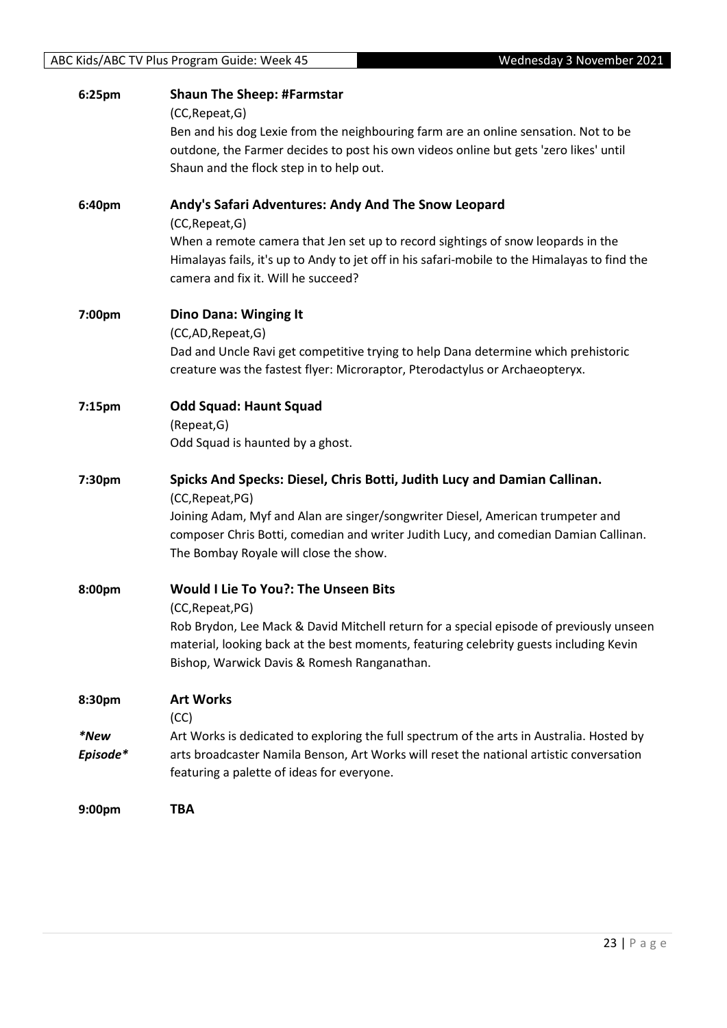**6:25pm** **Shaun The Sheep: #Farmstar**

(CC,Repeat,G)

Ben and his dog Lexie from the neighbouring farm are an online sensation. Not to be outdone, the Farmer decides to post his own videos online but gets 'zero likes' until Shaun and the flock step in to help out.

**6:40pm** **Andy's Safari Adventures: Andy And The Snow Leopard**

(CC,Repeat,G)

When a remote camera that Jen set up to record sightings of snow leopards in the Himalayas fails, it's up to Andy to jet off in his safari-mobile to the Himalayas to find the camera and fix it. Will he succeed?

**7:00pm** **Dino Dana: Winging It**

(CC,AD,Repeat,G)

Dad and Uncle Ravi get competitive trying to help Dana determine which prehistoric creature was the fastest flyer: Microraptor, Pterodactylus or Archaeopteryx.

**7:15pm** **Odd Squad: Haunt Squad**

(Repeat,G)

Odd Squad is haunted by a ghost.

**7:30pm** **Spicks And Specks: Diesel, Chris Botti, Judith Lucy and Damian Callinan.**

(CC,Repeat,PG)

Joining Adam, Myf and Alan are singer/songwriter Diesel, American trumpeter and composer Chris Botti, comedian and writer Judith Lucy, and comedian Damian Callinan. The Bombay Royale will close the show.

**8:00pm** **Would I Lie To You?: The Unseen Bits**

(CC,Repeat,PG)

Rob Brydon, Lee Mack & David Mitchell return for a special episode of previously unseen material, looking back at the best moments, featuring celebrity guests including Kevin Bishop, Warwick Davis & Romesh Ranganathan.

**8:30pm** **Art Works**

(CC)

*\*New Episode\**

Art Works is dedicated to exploring the full spectrum of the arts in Australia. Hosted by arts broadcaster Namila Benson, Art Works will reset the national artistic conversation featuring a palette of ideas for everyone.

**9:00pm** **TBA**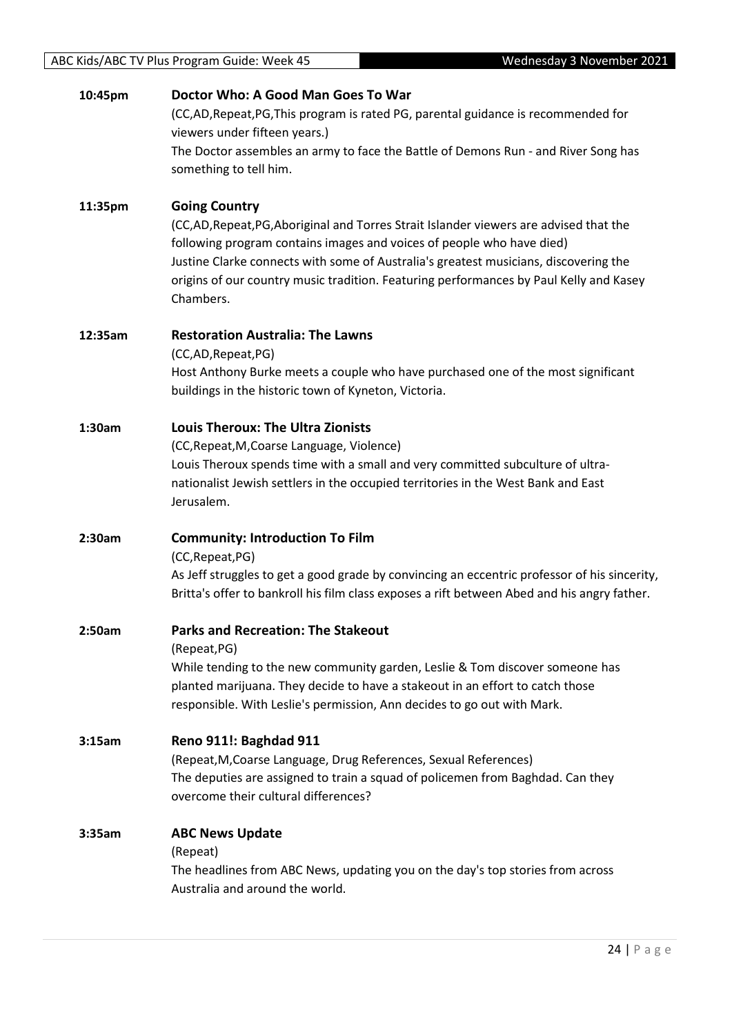**10:45pm** **Doctor Who: A Good Man Goes To War**

(CC,AD,Repeat,PG,This program is rated PG, parental guidance is recommended for viewers under fifteen years.)

The Doctor assembles an army to face the Battle of Demons Run - and River Song has something to tell him.

**11:35pm** **Going Country**

(CC,AD,Repeat,PG,Aboriginal and Torres Strait Islander viewers are advised that the following program contains images and voices of people who have died)

Justine Clarke connects with some of Australia's greatest musicians, discovering the origins of our country music tradition. Featuring performances by Paul Kelly and Kasey Chambers.

**12:35am** **Restoration Australia: The Lawns**

(CC,AD,Repeat,PG)

Host Anthony Burke meets a couple who have purchased one of the most significant buildings in the historic town of Kyneton, Victoria.

**1:30am** **Louis Theroux: The Ultra Zionists**

(CC,Repeat,M,Coarse Language, Violence)

Louis Theroux spends time with a small and very committed subculture of ultra-nationalist Jewish settlers in the occupied territories in the West Bank and East Jerusalem.

**2:30am** **Community: Introduction To Film**

(CC,Repeat,PG)

As Jeff struggles to get a good grade by convincing an eccentric professor of his sincerity, Britta's offer to bankroll his film class exposes a rift between Abed and his angry father.

**2:50am** **Parks and Recreation: The Stakeout**

(Repeat,PG)

While tending to the new community garden, Leslie & Tom discover someone has planted marijuana. They decide to have a stakeout in an effort to catch those responsible. With Leslie's permission, Ann decides to go out with Mark.

**3:15am** **Reno 911!: Baghdad 911**

(Repeat,M,Coarse Language, Drug References, Sexual References)

The deputies are assigned to train a squad of policemen from Baghdad. Can they overcome their cultural differences?

**3:35am** **ABC News Update**

(Repeat)

The headlines from ABC News, updating you on the day's top stories from across Australia and around the world.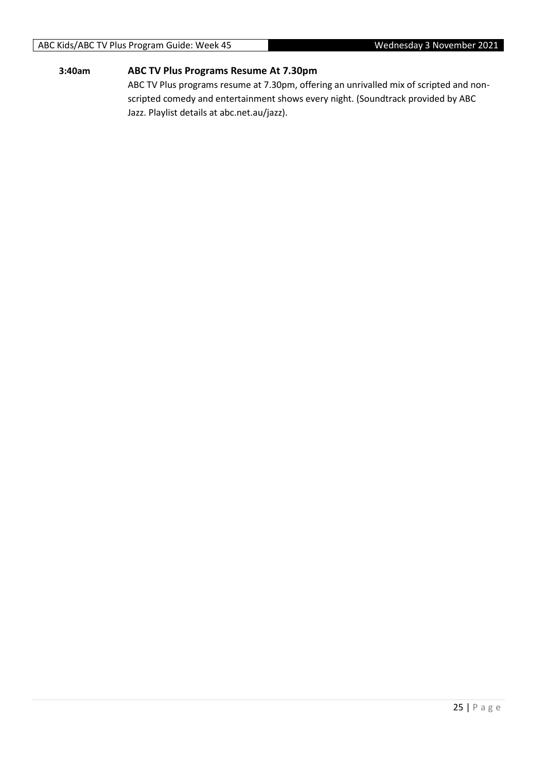**3:40am** **ABC TV Plus Programs Resume At 7.30pm**

ABC TV Plus programs resume at 7.30pm, offering an unrivalled mix of scripted and non-scripted comedy and entertainment shows every night. (Soundtrack provided by ABC Jazz. Playlist details at abc.net.au/jazz).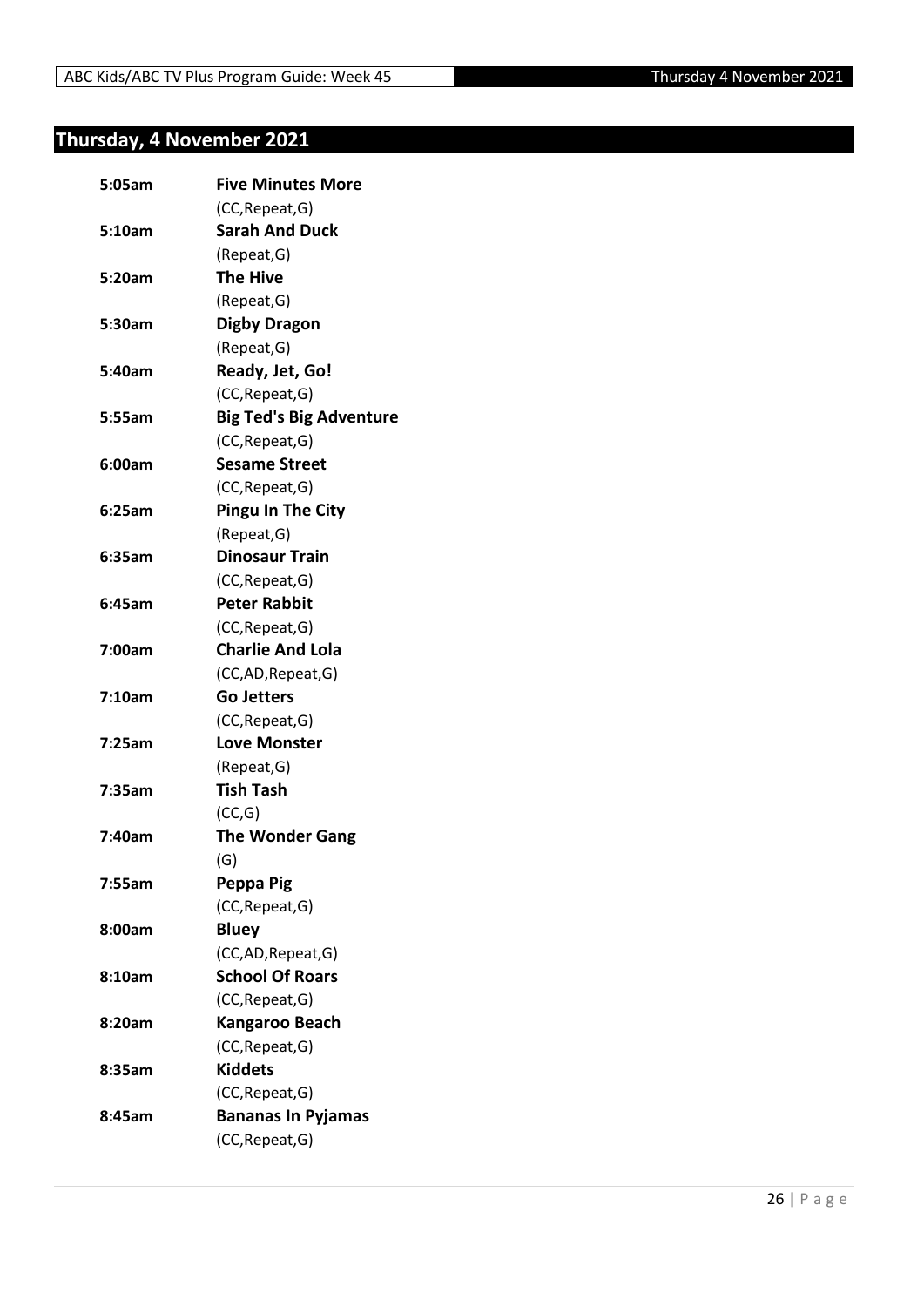## Thursday, 4 November 2021

| | |
|---|---|
| **5:05am** | **Five Minutes More** |
| | (CC,Repeat,G) |
| **5:10am** | **Sarah And Duck** |
| | (Repeat,G) |
| **5:20am** | **The Hive** |
| | (Repeat,G) |
| **5:30am** | **Digby Dragon** |
| | (Repeat,G) |
| **5:40am** | **Ready, Jet, Go!** |
| | (CC,Repeat,G) |
| **5:55am** | **Big Ted's Big Adventure** |
| | (CC,Repeat,G) |
| **6:00am** | **Sesame Street** |
| | (CC,Repeat,G) |
| **6:25am** | **Pingu In The City** |
| | (Repeat,G) |
| **6:35am** | **Dinosaur Train** |
| | (CC,Repeat,G) |
| **6:45am** | **Peter Rabbit** |
| | (CC,Repeat,G) |
| **7:00am** | **Charlie And Lola** |
| | (CC,AD,Repeat,G) |
| **7:10am** | **Go Jetters** |
| | (CC,Repeat,G) |
| **7:25am** | **Love Monster** |
| | (Repeat,G) |
| **7:35am** | **Tish Tash** |
| | (CC,G) |
| **7:40am** | **The Wonder Gang** |
| | (G) |
| **7:55am** | **Peppa Pig** |
| | (CC,Repeat,G) |
| **8:00am** | **Bluey** |
| | (CC,AD,Repeat,G) |
| **8:10am** | **School Of Roars** |
| | (CC,Repeat,G) |
| **8:20am** | **Kangaroo Beach** |
| | (CC,Repeat,G) |
| **8:35am** | **Kiddets** |
| | (CC,Repeat,G) |
| **8:45am** | **Bananas In Pyjamas** |
| | (CC,Repeat,G) |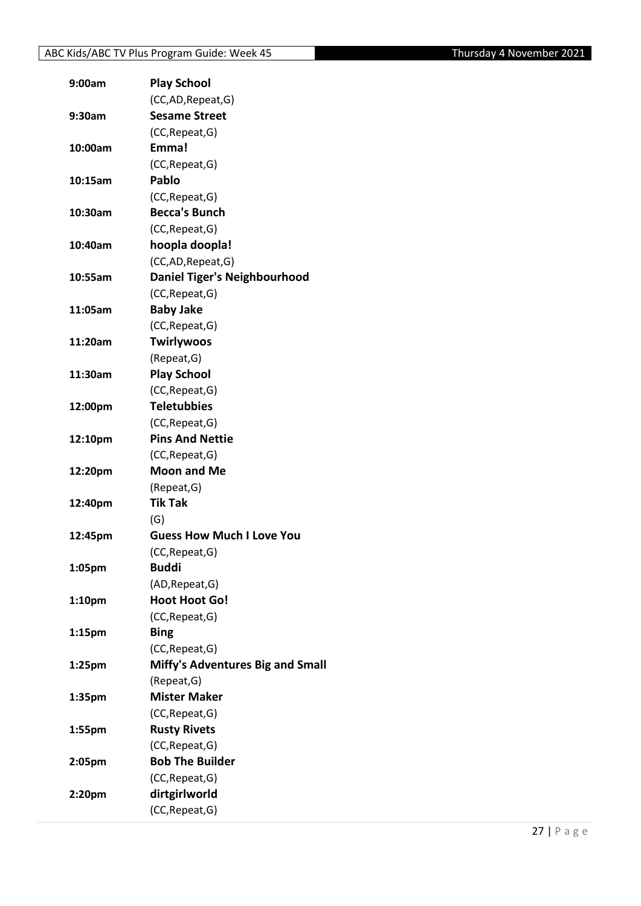| 9:00am | **Play School** |
|---|---|
| | (CC,AD,Repeat,G) |
| 9:30am | **Sesame Street** |
| | (CC,Repeat,G) |
| 10:00am | **Emma!** |
| | (CC,Repeat,G) |
| 10:15am | **Pablo** |
| | (CC,Repeat,G) |
| 10:30am | **Becca's Bunch** |
| | (CC,Repeat,G) |
| 10:40am | **hoopla doopla!** |
| | (CC,AD,Repeat,G) |
| 10:55am | **Daniel Tiger's Neighbourhood** |
| | (CC,Repeat,G) |
| 11:05am | **Baby Jake** |
| | (CC,Repeat,G) |
| 11:20am | **Twirlywoos** |
| | (Repeat,G) |
| 11:30am | **Play School** |
| | (CC,Repeat,G) |
| 12:00pm | **Teletubbies** |
| | (CC,Repeat,G) |
| 12:10pm | **Pins And Nettie** |
| | (CC,Repeat,G) |
| 12:20pm | **Moon and Me** |
| | (Repeat,G) |
| 12:40pm | **Tik Tak** |
| | (G) |
| 12:45pm | **Guess How Much I Love You** |
| | (CC,Repeat,G) |
| 1:05pm | **Buddi** |
| | (AD,Repeat,G) |
| 1:10pm | **Hoot Hoot Go!** |
| | (CC,Repeat,G) |
| 1:15pm | **Bing** |
| | (CC,Repeat,G) |
| 1:25pm | **Miffy's Adventures Big and Small** |
| | (Repeat,G) |
| 1:35pm | **Mister Maker** |
| | (CC,Repeat,G) |
| 1:55pm | **Rusty Rivets** |
| | (CC,Repeat,G) |
| 2:05pm | **Bob The Builder** |
| | (CC,Repeat,G) |
| 2:20pm | **dirtgirlworld** |
| | (CC,Repeat,G) |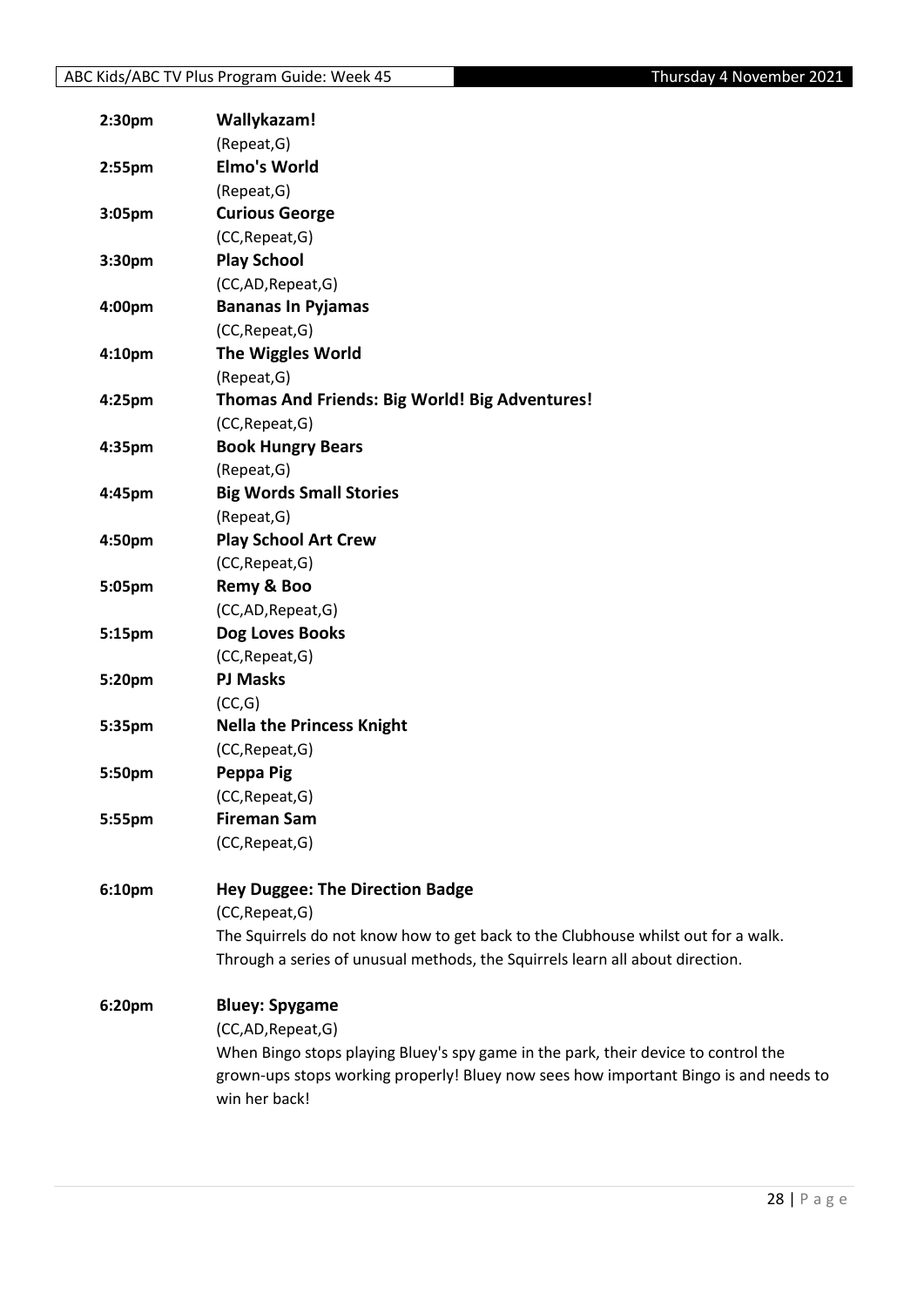**2:30pm** **Wallykazam!**
(Repeat,G)

**2:55pm** **Elmo's World**
(Repeat,G)

**3:05pm** **Curious George**
(CC,Repeat,G)

**3:30pm** **Play School**
(CC,AD,Repeat,G)

**4:00pm** **Bananas In Pyjamas**
(CC,Repeat,G)

**4:10pm** **The Wiggles World**
(Repeat,G)

**4:25pm** **Thomas And Friends: Big World! Big Adventures!**
(CC,Repeat,G)

**4:35pm** **Book Hungry Bears**
(Repeat,G)

**4:45pm** **Big Words Small Stories**
(Repeat,G)

**4:50pm** **Play School Art Crew**
(CC,Repeat,G)

**5:05pm** **Remy & Boo**
(CC,AD,Repeat,G)

**5:15pm** **Dog Loves Books**
(CC,Repeat,G)

**5:20pm** **PJ Masks**
(CC,G)

**5:35pm** **Nella the Princess Knight**
(CC,Repeat,G)

**5:50pm** **Peppa Pig**
(CC,Repeat,G)

**5:55pm** **Fireman Sam**
(CC,Repeat,G)

**6:10pm** **Hey Duggee: The Direction Badge**
(CC,Repeat,G)
The Squirrels do not know how to get back to the Clubhouse whilst out for a walk. Through a series of unusual methods, the Squirrels learn all about direction.

**6:20pm** **Bluey: Spygame**
(CC,AD,Repeat,G)
When Bingo stops playing Bluey's spy game in the park, their device to control the grown-ups stops working properly! Bluey now sees how important Bingo is and needs to win her back!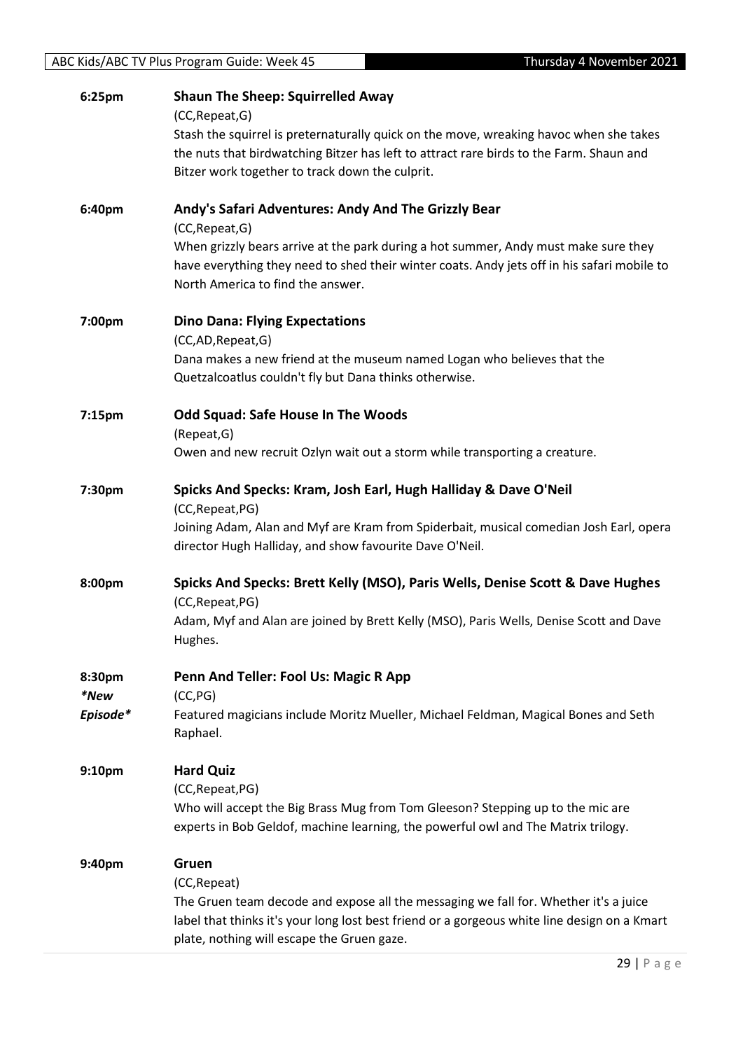**6:25pm** **Shaun The Sheep: Squirrelled Away**
(CC,Repeat,G)
Stash the squirrel is preternaturally quick on the move, wreaking havoc when she takes the nuts that birdwatching Bitzer has left to attract rare birds to the Farm. Shaun and Bitzer work together to track down the culprit.

**6:40pm** **Andy's Safari Adventures: Andy And The Grizzly Bear**
(CC,Repeat,G)
When grizzly bears arrive at the park during a hot summer, Andy must make sure they have everything they need to shed their winter coats. Andy jets off in his safari mobile to North America to find the answer.

**7:00pm** **Dino Dana: Flying Expectations**
(CC,AD,Repeat,G)
Dana makes a new friend at the museum named Logan who believes that the Quetzalcoatlus couldn't fly but Dana thinks otherwise.

**7:15pm** **Odd Squad: Safe House In The Woods**
(Repeat,G)
Owen and new recruit Ozlyn wait out a storm while transporting a creature.

**7:30pm** **Spicks And Specks: Kram, Josh Earl, Hugh Halliday & Dave O'Neil**
(CC,Repeat,PG)
Joining Adam, Alan and Myf are Kram from Spiderbait, musical comedian Josh Earl, opera director Hugh Halliday, and show favourite Dave O'Neil.

**8:00pm** **Spicks And Specks: Brett Kelly (MSO), Paris Wells, Denise Scott & Dave Hughes**
(CC,Repeat,PG)
Adam, Myf and Alan are joined by Brett Kelly (MSO), Paris Wells, Denise Scott and Dave Hughes.

**8:30pm** *\*New Episode\** **Penn And Teller: Fool Us: Magic R App**
(CC,PG)
Featured magicians include Moritz Mueller, Michael Feldman, Magical Bones and Seth Raphael.

**9:10pm** **Hard Quiz**
(CC,Repeat,PG)
Who will accept the Big Brass Mug from Tom Gleeson? Stepping up to the mic are experts in Bob Geldof, machine learning, the powerful owl and The Matrix trilogy.

**9:40pm** **Gruen**
(CC,Repeat)
The Gruen team decode and expose all the messaging we fall for. Whether it's a juice label that thinks it's your long lost best friend or a gorgeous white line design on a Kmart plate, nothing will escape the Gruen gaze.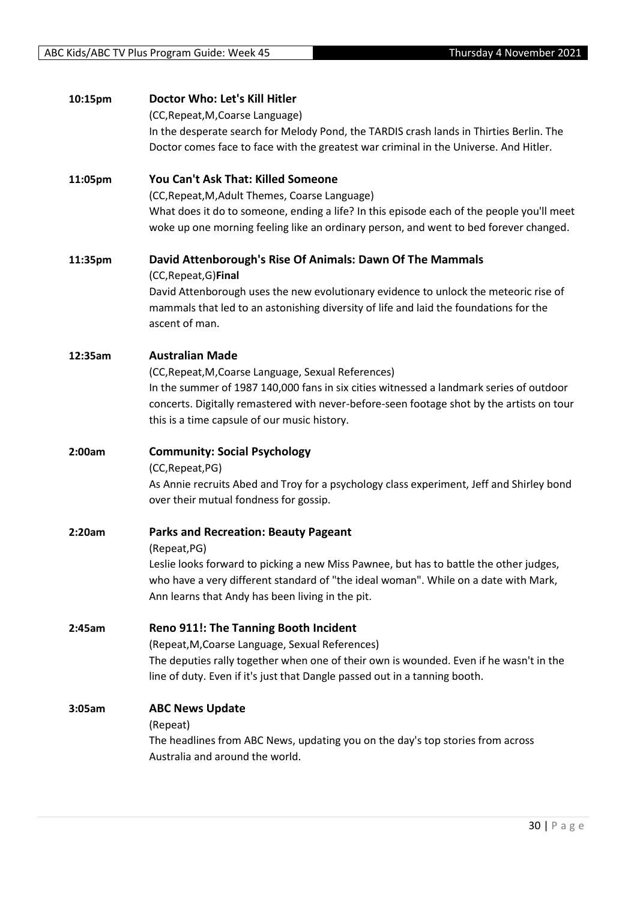**10:15pm** **Doctor Who: Let's Kill Hitler**

(CC,Repeat,M,Coarse Language)

In the desperate search for Melody Pond, the TARDIS crash lands in Thirties Berlin. The Doctor comes face to face with the greatest war criminal in the Universe. And Hitler.

**11:05pm** **You Can't Ask That: Killed Someone**

(CC,Repeat,M,Adult Themes, Coarse Language)

What does it do to someone, ending a life? In this episode each of the people you'll meet woke up one morning feeling like an ordinary person, and went to bed forever changed.

**11:35pm** **David Attenborough's Rise Of Animals: Dawn Of The Mammals**

(CC,Repeat,G)**Final**

David Attenborough uses the new evolutionary evidence to unlock the meteoric rise of mammals that led to an astonishing diversity of life and laid the foundations for the ascent of man.

**12:35am** **Australian Made**

(CC,Repeat,M,Coarse Language, Sexual References)

In the summer of 1987 140,000 fans in six cities witnessed a landmark series of outdoor concerts. Digitally remastered with never-before-seen footage shot by the artists on tour this is a time capsule of our music history.

**2:00am** **Community: Social Psychology**

(CC,Repeat,PG)

As Annie recruits Abed and Troy for a psychology class experiment, Jeff and Shirley bond over their mutual fondness for gossip.

**2:20am** **Parks and Recreation: Beauty Pageant**

(Repeat,PG)

Leslie looks forward to picking a new Miss Pawnee, but has to battle the other judges, who have a very different standard of "the ideal woman". While on a date with Mark, Ann learns that Andy has been living in the pit.

**2:45am** **Reno 911!: The Tanning Booth Incident**

(Repeat,M,Coarse Language, Sexual References)

The deputies rally together when one of their own is wounded. Even if he wasn't in the line of duty. Even if it's just that Dangle passed out in a tanning booth.

**3:05am** **ABC News Update**

(Repeat)

The headlines from ABC News, updating you on the day's top stories from across Australia and around the world.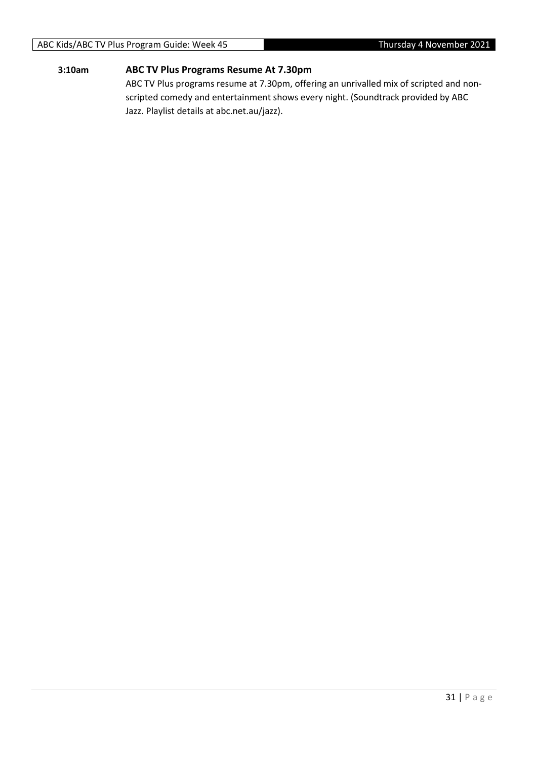**3:10am** **ABC TV Plus Programs Resume At 7.30pm**

ABC TV Plus programs resume at 7.30pm, offering an unrivalled mix of scripted and non-scripted comedy and entertainment shows every night. (Soundtrack provided by ABC Jazz. Playlist details at abc.net.au/jazz).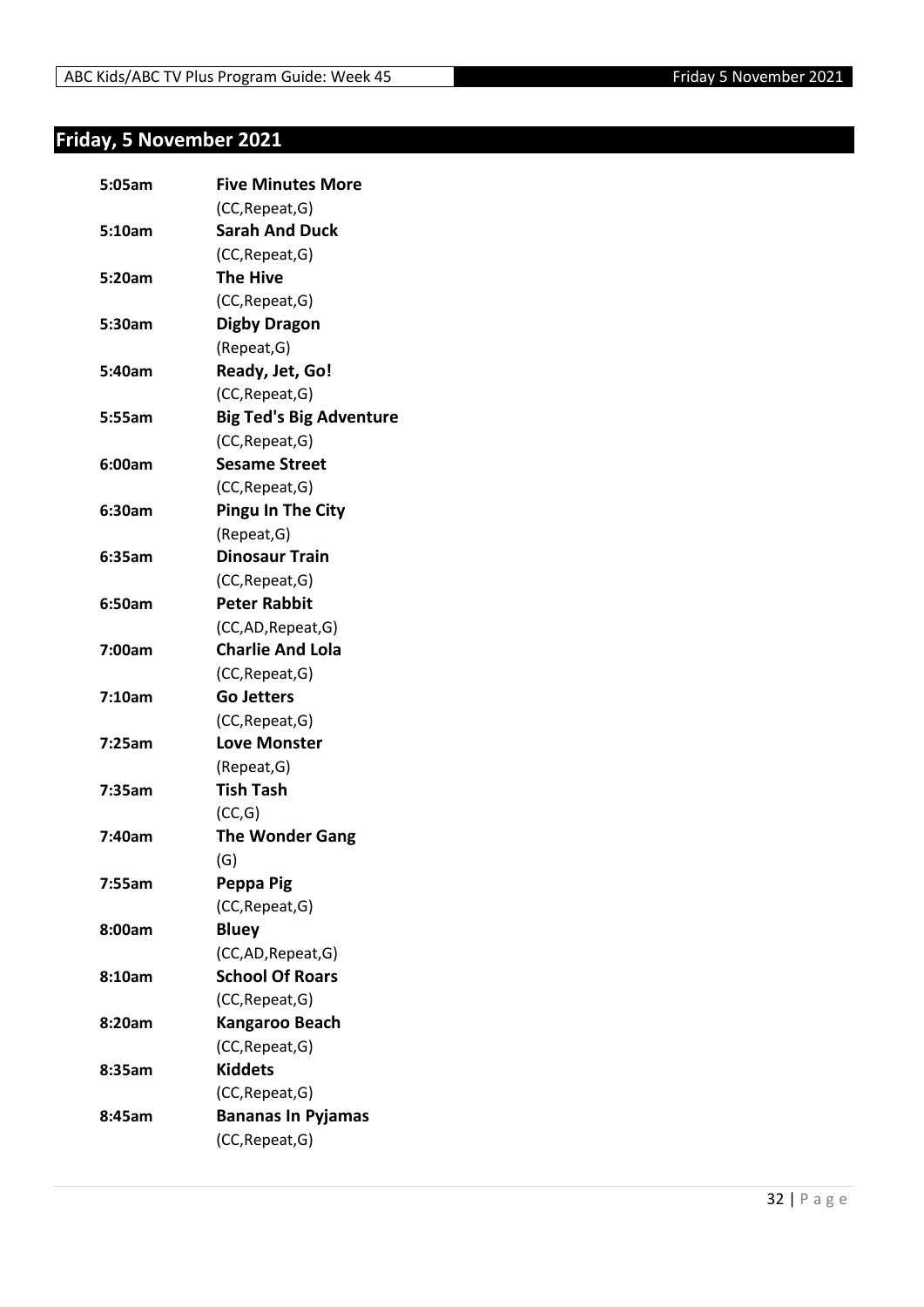## Friday, 5 November 2021

| | |
|---|---|
| **5:05am** | **Five Minutes More** |
| | (CC,Repeat,G) |
| **5:10am** | **Sarah And Duck** |
| | (CC,Repeat,G) |
| **5:20am** | **The Hive** |
| | (CC,Repeat,G) |
| **5:30am** | **Digby Dragon** |
| | (Repeat,G) |
| **5:40am** | **Ready, Jet, Go!** |
| | (CC,Repeat,G) |
| **5:55am** | **Big Ted's Big Adventure** |
| | (CC,Repeat,G) |
| **6:00am** | **Sesame Street** |
| | (CC,Repeat,G) |
| **6:30am** | **Pingu In The City** |
| | (Repeat,G) |
| **6:35am** | **Dinosaur Train** |
| | (CC,Repeat,G) |
| **6:50am** | **Peter Rabbit** |
| | (CC,AD,Repeat,G) |
| **7:00am** | **Charlie And Lola** |
| | (CC,Repeat,G) |
| **7:10am** | **Go Jetters** |
| | (CC,Repeat,G) |
| **7:25am** | **Love Monster** |
| | (Repeat,G) |
| **7:35am** | **Tish Tash** |
| | (CC,G) |
| **7:40am** | **The Wonder Gang** |
| | (G) |
| **7:55am** | **Peppa Pig** |
| | (CC,Repeat,G) |
| **8:00am** | **Bluey** |
| | (CC,AD,Repeat,G) |
| **8:10am** | **School Of Roars** |
| | (CC,Repeat,G) |
| **8:20am** | **Kangaroo Beach** |
| | (CC,Repeat,G) |
| **8:35am** | **Kiddets** |
| | (CC,Repeat,G) |
| **8:45am** | **Bananas In Pyjamas** |
| | (CC,Repeat,G) |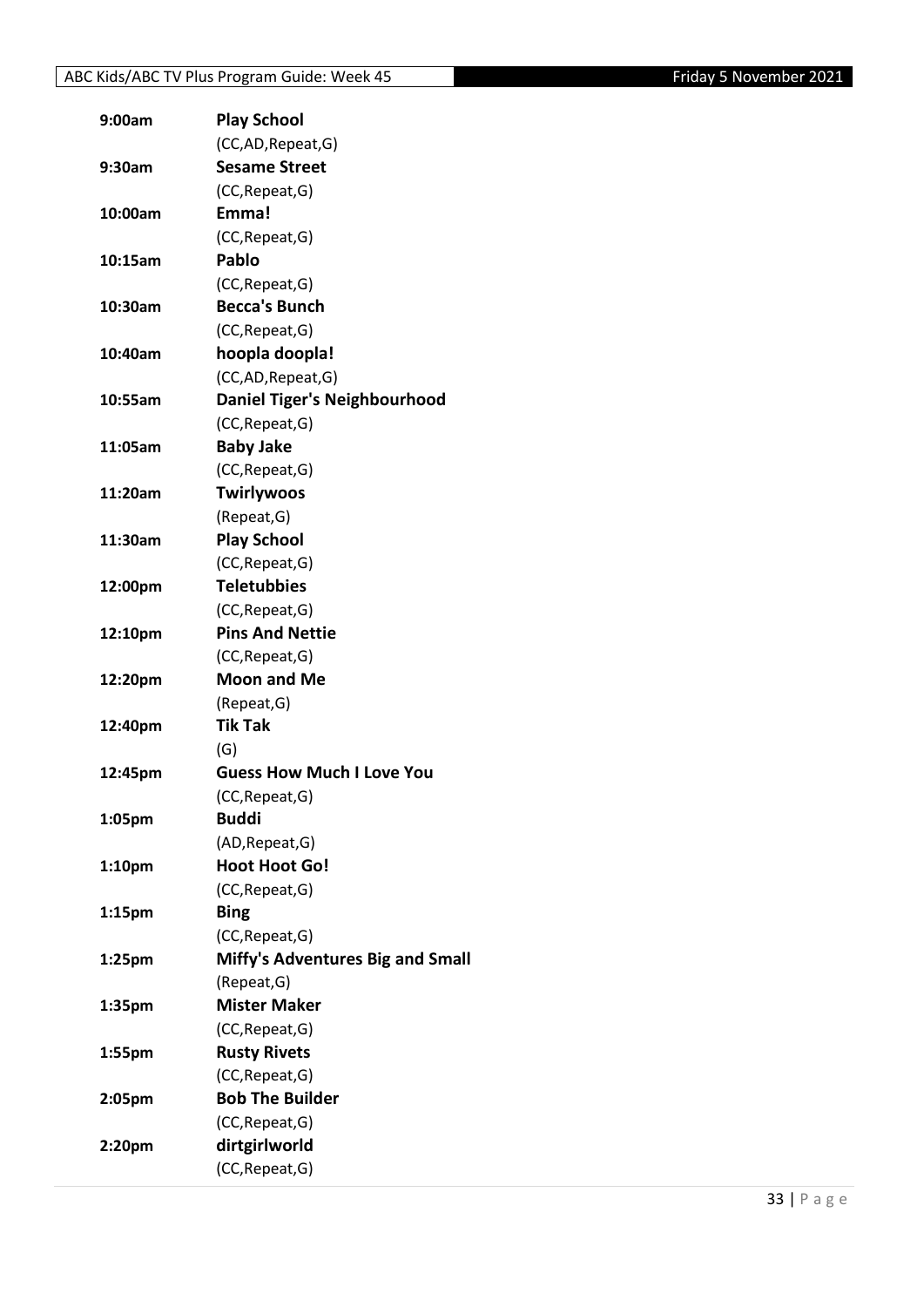| | |
|---|---|
| 9:00am | **Play School** |
| | (CC,AD,Repeat,G) |
| 9:30am | **Sesame Street** |
| | (CC,Repeat,G) |
| 10:00am | **Emma!** |
| | (CC,Repeat,G) |
| 10:15am | **Pablo** |
| | (CC,Repeat,G) |
| 10:30am | **Becca's Bunch** |
| | (CC,Repeat,G) |
| 10:40am | **hoopla doopla!** |
| | (CC,AD,Repeat,G) |
| 10:55am | **Daniel Tiger's Neighbourhood** |
| | (CC,Repeat,G) |
| 11:05am | **Baby Jake** |
| | (CC,Repeat,G) |
| 11:20am | **Twirlywoos** |
| | (Repeat,G) |
| 11:30am | **Play School** |
| | (CC,Repeat,G) |
| 12:00pm | **Teletubbies** |
| | (CC,Repeat,G) |
| 12:10pm | **Pins And Nettie** |
| | (CC,Repeat,G) |
| 12:20pm | **Moon and Me** |
| | (Repeat,G) |
| 12:40pm | **Tik Tak** |
| | (G) |
| 12:45pm | **Guess How Much I Love You** |
| | (CC,Repeat,G) |
| 1:05pm | **Buddi** |
| | (AD,Repeat,G) |
| 1:10pm | **Hoot Hoot Go!** |
| | (CC,Repeat,G) |
| 1:15pm | **Bing** |
| | (CC,Repeat,G) |
| 1:25pm | **Miffy's Adventures Big and Small** |
| | (Repeat,G) |
| 1:35pm | **Mister Maker** |
| | (CC,Repeat,G) |
| 1:55pm | **Rusty Rivets** |
| | (CC,Repeat,G) |
| 2:05pm | **Bob The Builder** |
| | (CC,Repeat,G) |
| 2:20pm | **dirtgirlworld** |
| | (CC,Repeat,G) |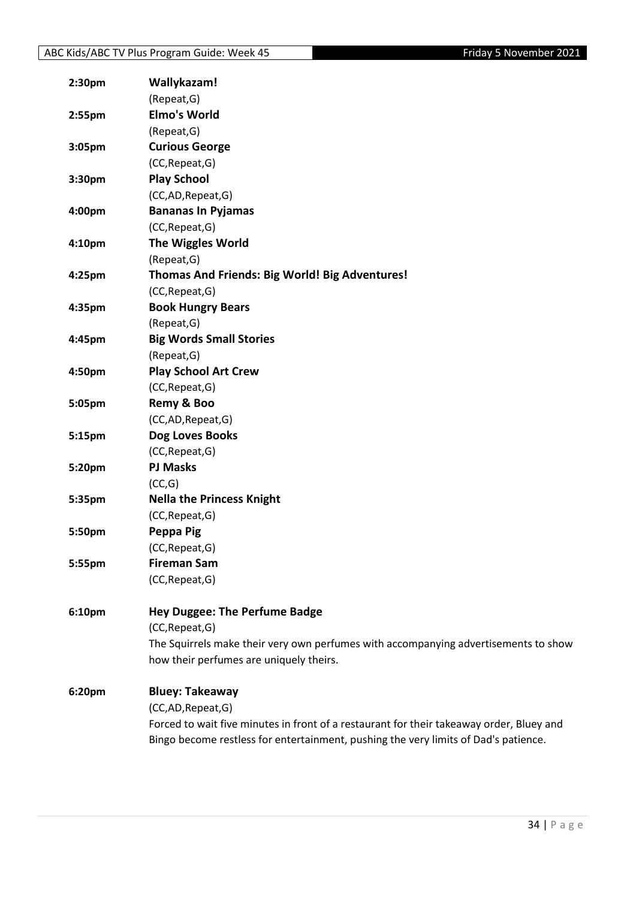**2:30pm** **Wallykazam!**
(Repeat,G)

**2:55pm** **Elmo's World**
(Repeat,G)

**3:05pm** **Curious George**
(CC,Repeat,G)

**3:30pm** **Play School**
(CC,AD,Repeat,G)

**4:00pm** **Bananas In Pyjamas**
(CC,Repeat,G)

**4:10pm** **The Wiggles World**
(Repeat,G)

**4:25pm** **Thomas And Friends: Big World! Big Adventures!**
(CC,Repeat,G)

**4:35pm** **Book Hungry Bears**
(Repeat,G)

**4:45pm** **Big Words Small Stories**
(Repeat,G)

**4:50pm** **Play School Art Crew**
(CC,Repeat,G)

**5:05pm** **Remy & Boo**
(CC,AD,Repeat,G)

**5:15pm** **Dog Loves Books**
(CC,Repeat,G)

**5:20pm** **PJ Masks**
(CC,G)

**5:35pm** **Nella the Princess Knight**
(CC,Repeat,G)

**5:50pm** **Peppa Pig**
(CC,Repeat,G)

**5:55pm** **Fireman Sam**
(CC,Repeat,G)

**6:10pm** **Hey Duggee: The Perfume Badge**
(CC,Repeat,G)
The Squirrels make their very own perfumes with accompanying advertisements to show how their perfumes are uniquely theirs.

**6:20pm** **Bluey: Takeaway**
(CC,AD,Repeat,G)
Forced to wait five minutes in front of a restaurant for their takeaway order, Bluey and Bingo become restless for entertainment, pushing the very limits of Dad's patience.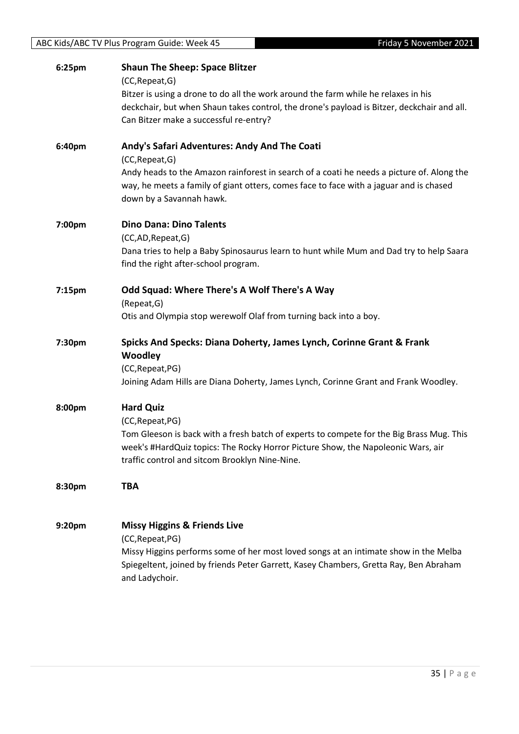**6:25pm** **Shaun The Sheep: Space Blitzer**
(CC,Repeat,G)
Bitzer is using a drone to do all the work around the farm while he relaxes in his deckchair, but when Shaun takes control, the drone's payload is Bitzer, deckchair and all. Can Bitzer make a successful re-entry?

**6:40pm** **Andy's Safari Adventures: Andy And The Coati**
(CC,Repeat,G)
Andy heads to the Amazon rainforest in search of a coati he needs a picture of. Along the way, he meets a family of giant otters, comes face to face with a jaguar and is chased down by a Savannah hawk.

**7:00pm** **Dino Dana: Dino Talents**
(CC,AD,Repeat,G)
Dana tries to help a Baby Spinosaurus learn to hunt while Mum and Dad try to help Saara find the right after-school program.

**7:15pm** **Odd Squad: Where There's A Wolf There's A Way**
(Repeat,G)
Otis and Olympia stop werewolf Olaf from turning back into a boy.

**7:30pm** **Spicks And Specks: Diana Doherty, James Lynch, Corinne Grant & Frank Woodley**
(CC,Repeat,PG)
Joining Adam Hills are Diana Doherty, James Lynch, Corinne Grant and Frank Woodley.

**8:00pm** **Hard Quiz**
(CC,Repeat,PG)
Tom Gleeson is back with a fresh batch of experts to compete for the Big Brass Mug. This week's #HardQuiz topics: The Rocky Horror Picture Show, the Napoleonic Wars, air traffic control and sitcom Brooklyn Nine-Nine.

**8:30pm** **TBA**

**9:20pm** **Missy Higgins & Friends Live**
(CC,Repeat,PG)
Missy Higgins performs some of her most loved songs at an intimate show in the Melba Spiegeltent, joined by friends Peter Garrett, Kasey Chambers, Gretta Ray, Ben Abraham and Ladychoir.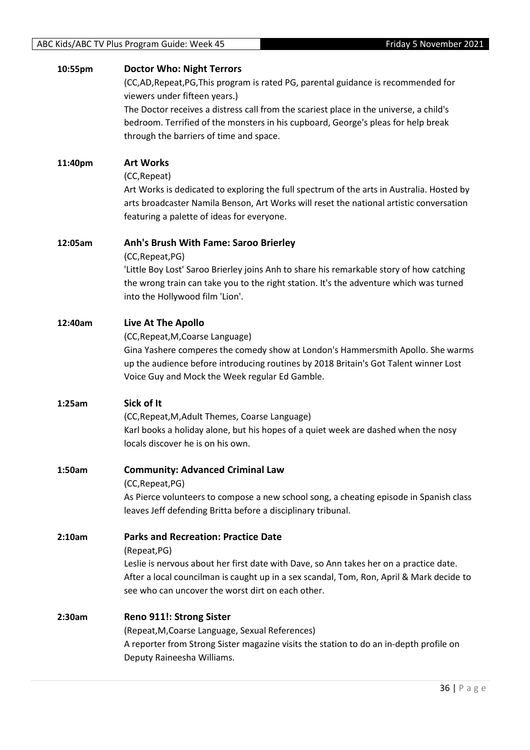**10:55pm** **Doctor Who: Night Terrors**

(CC,AD,Repeat,PG,This program is rated PG, parental guidance is recommended for viewers under fifteen years.)

The Doctor receives a distress call from the scariest place in the universe, a child's bedroom. Terrified of the monsters in his cupboard, George's pleas for help break through the barriers of time and space.

**11:40pm** **Art Works**

(CC,Repeat)

Art Works is dedicated to exploring the full spectrum of the arts in Australia. Hosted by arts broadcaster Namila Benson, Art Works will reset the national artistic conversation featuring a palette of ideas for everyone.

**12:05am** **Anh's Brush With Fame: Saroo Brierley**

(CC,Repeat,PG)

'Little Boy Lost' Saroo Brierley joins Anh to share his remarkable story of how catching the wrong train can take you to the right station. It's the adventure which was turned into the Hollywood film 'Lion'.

**12:40am** **Live At The Apollo**

(CC,Repeat,M,Coarse Language)

Gina Yashere comperes the comedy show at London's Hammersmith Apollo. She warms up the audience before introducing routines by 2018 Britain's Got Talent winner Lost Voice Guy and Mock the Week regular Ed Gamble.

**1:25am** **Sick of It**

(CC,Repeat,M,Adult Themes, Coarse Language)

Karl books a holiday alone, but his hopes of a quiet week are dashed when the nosy locals discover he is on his own.

**1:50am** **Community: Advanced Criminal Law**

(CC,Repeat,PG)

As Pierce volunteers to compose a new school song, a cheating episode in Spanish class leaves Jeff defending Britta before a disciplinary tribunal.

**2:10am** **Parks and Recreation: Practice Date**

(Repeat,PG)

Leslie is nervous about her first date with Dave, so Ann takes her on a practice date. After a local councilman is caught up in a sex scandal, Tom, Ron, April & Mark decide to see who can uncover the worst dirt on each other.

**2:30am** **Reno 911!: Strong Sister**

(Repeat,M,Coarse Language, Sexual References)

A reporter from Strong Sister magazine visits the station to do an in-depth profile on Deputy Raineesha Williams.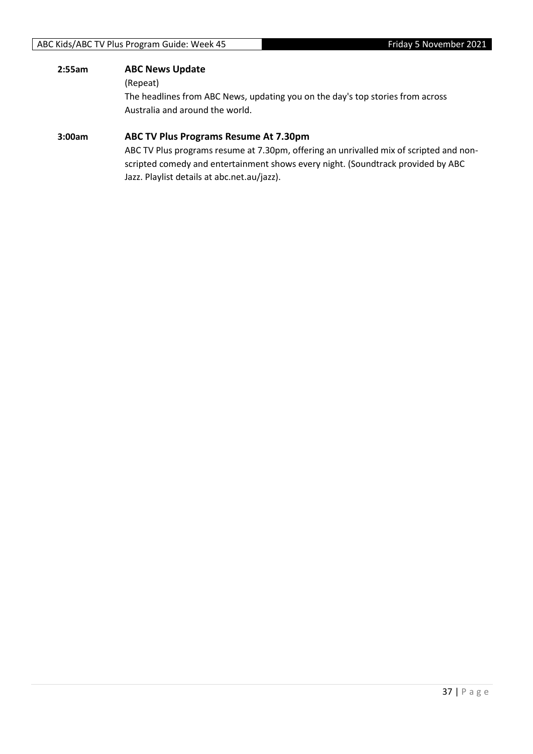**2:55am** **ABC News Update**

(Repeat)

The headlines from ABC News, updating you on the day's top stories from across Australia and around the world.

**3:00am** **ABC TV Plus Programs Resume At 7.30pm**

ABC TV Plus programs resume at 7.30pm, offering an unrivalled mix of scripted and non-scripted comedy and entertainment shows every night. (Soundtrack provided by ABC Jazz. Playlist details at abc.net.au/jazz).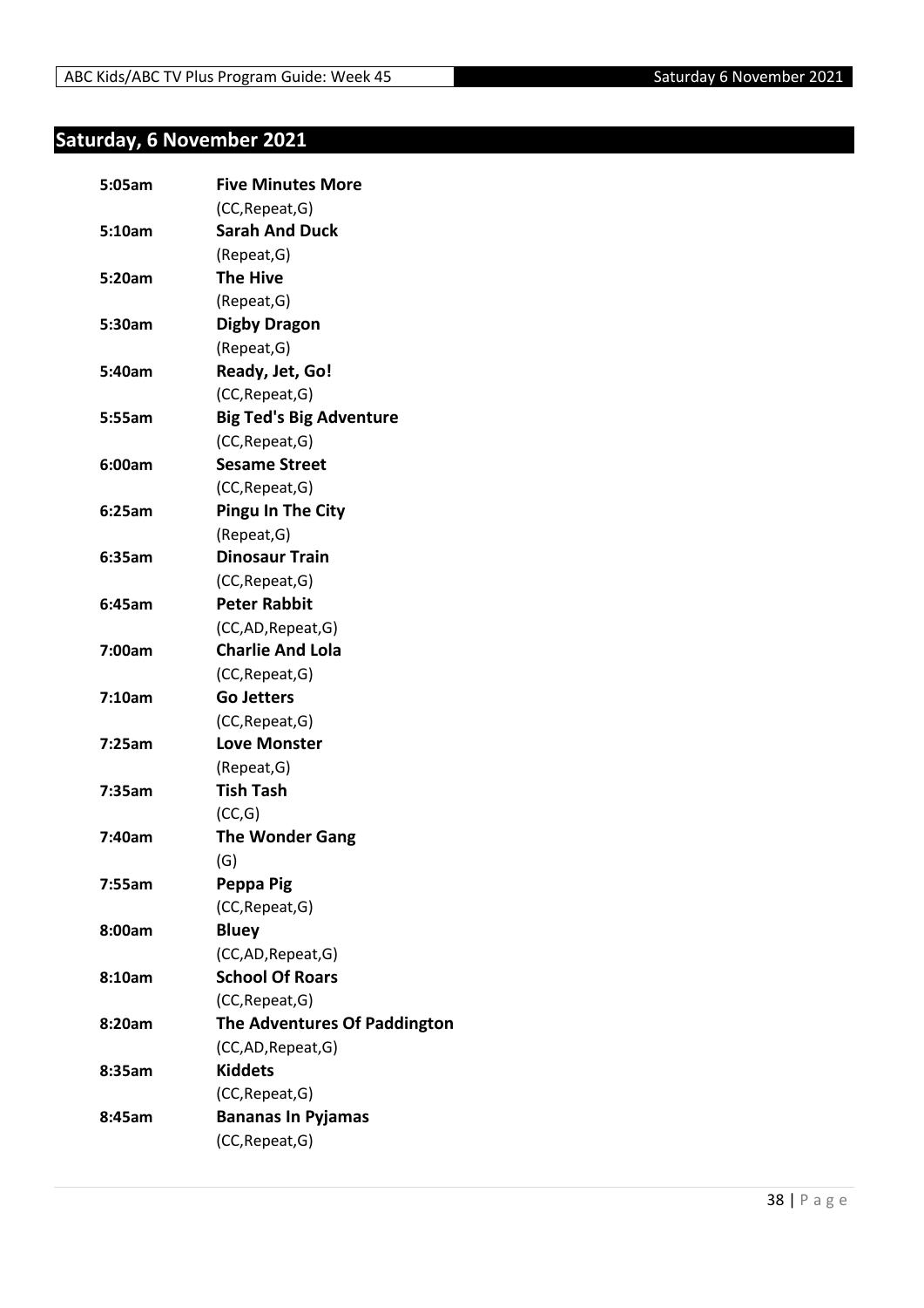## Saturday, 6 November 2021

**5:05am** **Five Minutes More**
(CC,Repeat,G)

**5:10am** **Sarah And Duck**
(Repeat,G)

**5:20am** **The Hive**
(Repeat,G)

**5:30am** **Digby Dragon**
(Repeat,G)

**5:40am** **Ready, Jet, Go!**
(CC,Repeat,G)

**5:55am** **Big Ted's Big Adventure**
(CC,Repeat,G)

**6:00am** **Sesame Street**
(CC,Repeat,G)

**6:25am** **Pingu In The City**
(Repeat,G)

**6:35am** **Dinosaur Train**
(CC,Repeat,G)

**6:45am** **Peter Rabbit**
(CC,AD,Repeat,G)

**7:00am** **Charlie And Lola**
(CC,Repeat,G)

**7:10am** **Go Jetters**
(CC,Repeat,G)

**7:25am** **Love Monster**
(Repeat,G)

**7:35am** **Tish Tash**
(CC,G)

**7:40am** **The Wonder Gang**
(G)

**7:55am** **Peppa Pig**
(CC,Repeat,G)

**8:00am** **Bluey**
(CC,AD,Repeat,G)

**8:10am** **School Of Roars**
(CC,Repeat,G)

**8:20am** **The Adventures Of Paddington**
(CC,AD,Repeat,G)

**8:35am** **Kiddets**
(CC,Repeat,G)

**8:45am** **Bananas In Pyjamas**
(CC,Repeat,G)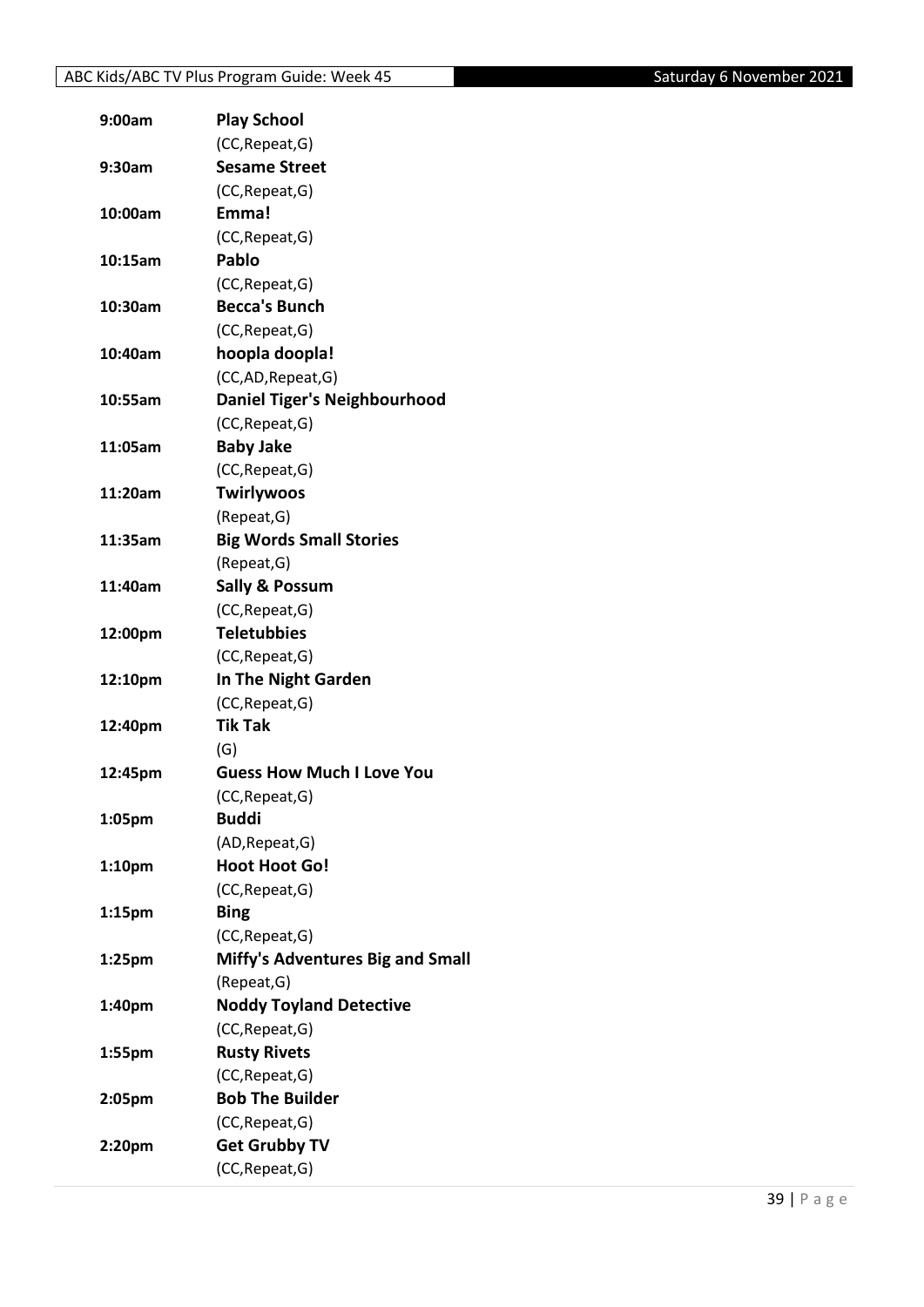| | |
|---|---|
| **9:00am** | **Play School** |
| | (CC,Repeat,G) |
| **9:30am** | **Sesame Street** |
| | (CC,Repeat,G) |
| **10:00am** | **Emma!** |
| | (CC,Repeat,G) |
| **10:15am** | **Pablo** |
| | (CC,Repeat,G) |
| **10:30am** | **Becca's Bunch** |
| | (CC,Repeat,G) |
| **10:40am** | **hoopla doopla!** |
| | (CC,AD,Repeat,G) |
| **10:55am** | **Daniel Tiger's Neighbourhood** |
| | (CC,Repeat,G) |
| **11:05am** | **Baby Jake** |
| | (CC,Repeat,G) |
| **11:20am** | **Twirlywoos** |
| | (Repeat,G) |
| **11:35am** | **Big Words Small Stories** |
| | (Repeat,G) |
| **11:40am** | **Sally & Possum** |
| | (CC,Repeat,G) |
| **12:00pm** | **Teletubbies** |
| | (CC,Repeat,G) |
| **12:10pm** | **In The Night Garden** |
| | (CC,Repeat,G) |
| **12:40pm** | **Tik Tak** |
| | (G) |
| **12:45pm** | **Guess How Much I Love You** |
| | (CC,Repeat,G) |
| **1:05pm** | **Buddi** |
| | (AD,Repeat,G) |
| **1:10pm** | **Hoot Hoot Go!** |
| | (CC,Repeat,G) |
| **1:15pm** | **Bing** |
| | (CC,Repeat,G) |
| **1:25pm** | **Miffy's Adventures Big and Small** |
| | (Repeat,G) |
| **1:40pm** | **Noddy Toyland Detective** |
| | (CC,Repeat,G) |
| **1:55pm** | **Rusty Rivets** |
| | (CC,Repeat,G) |
| **2:05pm** | **Bob The Builder** |
| | (CC,Repeat,G) |
| **2:20pm** | **Get Grubby TV** |
| | (CC,Repeat,G) |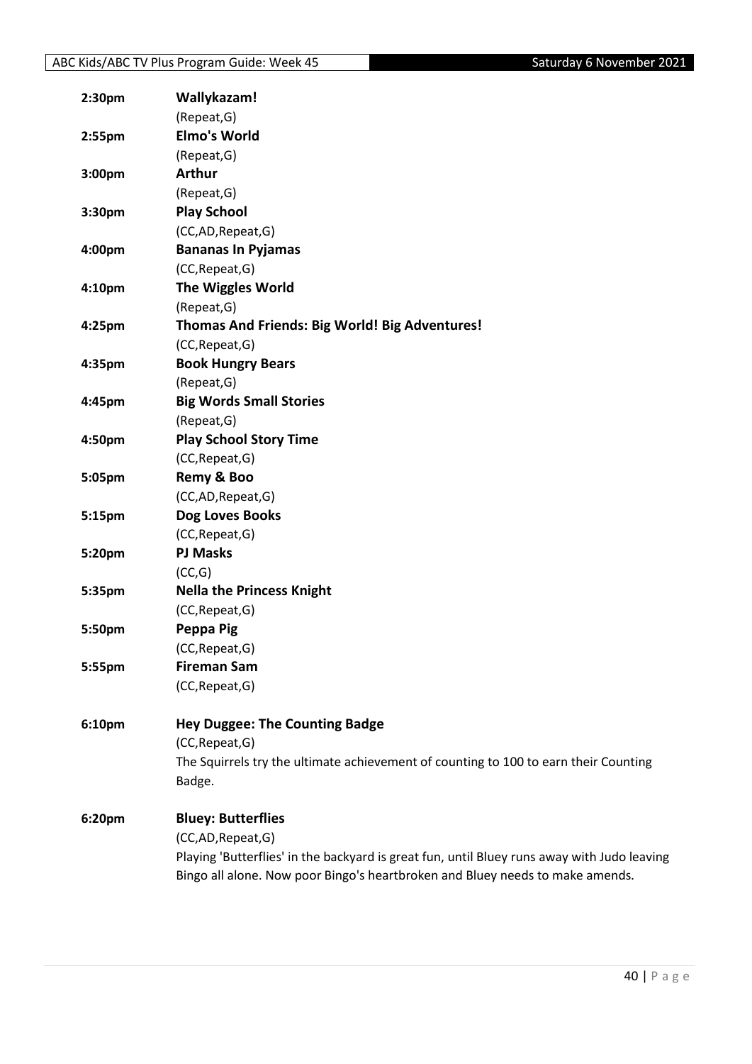**2:30pm** **Wallykazam!**
(Repeat,G)

**2:55pm** **Elmo's World**
(Repeat,G)

**3:00pm** **Arthur**
(Repeat,G)

**3:30pm** **Play School**
(CC,AD,Repeat,G)

**4:00pm** **Bananas In Pyjamas**
(CC,Repeat,G)

**4:10pm** **The Wiggles World**
(Repeat,G)

**4:25pm** **Thomas And Friends: Big World! Big Adventures!**
(CC,Repeat,G)

**4:35pm** **Book Hungry Bears**
(Repeat,G)

**4:45pm** **Big Words Small Stories**
(Repeat,G)

**4:50pm** **Play School Story Time**
(CC,Repeat,G)

**5:05pm** **Remy & Boo**
(CC,AD,Repeat,G)

**5:15pm** **Dog Loves Books**
(CC,Repeat,G)

**5:20pm** **PJ Masks**
(CC,G)

**5:35pm** **Nella the Princess Knight**
(CC,Repeat,G)

**5:50pm** **Peppa Pig**
(CC,Repeat,G)

**5:55pm** **Fireman Sam**
(CC,Repeat,G)

**6:10pm** **Hey Duggee: The Counting Badge**
(CC,Repeat,G)
The Squirrels try the ultimate achievement of counting to 100 to earn their Counting Badge.

**6:20pm** **Bluey: Butterflies**
(CC,AD,Repeat,G)
Playing 'Butterflies' in the backyard is great fun, until Bluey runs away with Judo leaving Bingo all alone. Now poor Bingo's heartbroken and Bluey needs to make amends.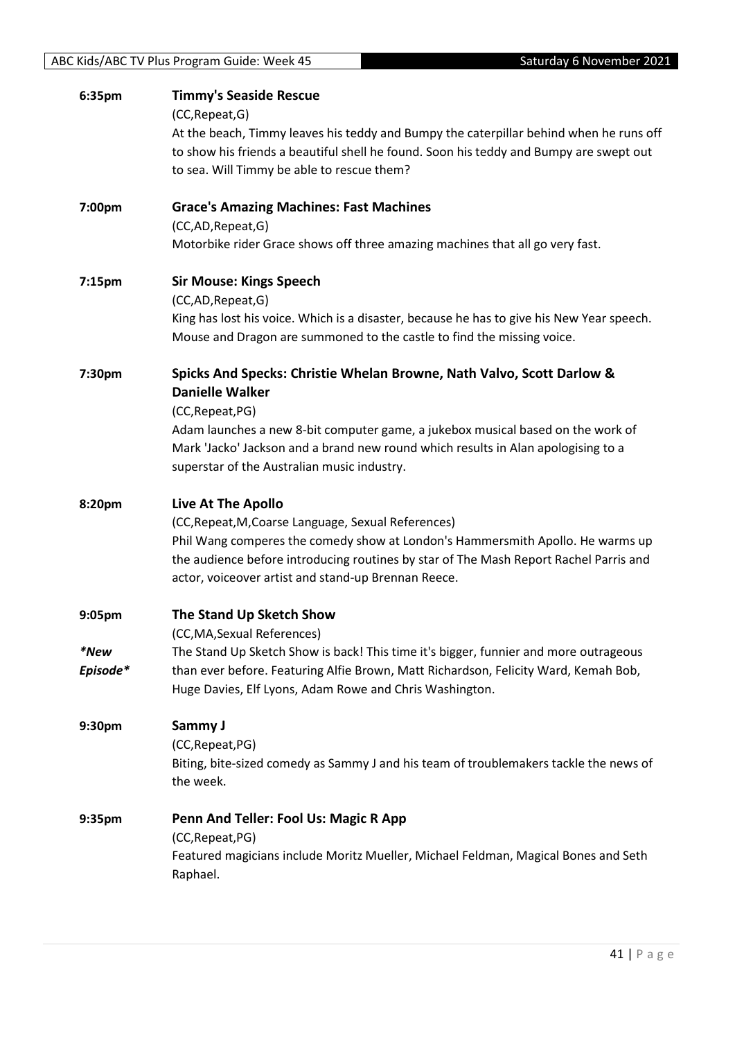**6:35pm** **Timmy's Seaside Rescue**

(CC,Repeat,G)

At the beach, Timmy leaves his teddy and Bumpy the caterpillar behind when he runs off to show his friends a beautiful shell he found. Soon his teddy and Bumpy are swept out to sea. Will Timmy be able to rescue them?

**7:00pm** **Grace's Amazing Machines: Fast Machines**

(CC,AD,Repeat,G)

Motorbike rider Grace shows off three amazing machines that all go very fast.

**7:15pm** **Sir Mouse: Kings Speech**

(CC,AD,Repeat,G)

King has lost his voice. Which is a disaster, because he has to give his New Year speech. Mouse and Dragon are summoned to the castle to find the missing voice.

**7:30pm** **Spicks And Specks: Christie Whelan Browne, Nath Valvo, Scott Darlow & Danielle Walker**

(CC,Repeat,PG)

Adam launches a new 8-bit computer game, a jukebox musical based on the work of Mark 'Jacko' Jackson and a brand new round which results in Alan apologising to a superstar of the Australian music industry.

**8:20pm** **Live At The Apollo**

(CC,Repeat,M,Coarse Language, Sexual References)

Phil Wang comperes the comedy show at London's Hammersmith Apollo. He warms up the audience before introducing routines by star of The Mash Report Rachel Parris and actor, voiceover artist and stand-up Brennan Reece.

**9:05pm** **The Stand Up Sketch Show**

*\*New Episode\**

(CC,MA,Sexual References)

The Stand Up Sketch Show is back! This time it's bigger, funnier and more outrageous than ever before. Featuring Alfie Brown, Matt Richardson, Felicity Ward, Kemah Bob, Huge Davies, Elf Lyons, Adam Rowe and Chris Washington.

**9:30pm** **Sammy J**

(CC,Repeat,PG)

Biting, bite-sized comedy as Sammy J and his team of troublemakers tackle the news of the week.

**9:35pm** **Penn And Teller: Fool Us: Magic R App**

(CC,Repeat,PG)

Featured magicians include Moritz Mueller, Michael Feldman, Magical Bones and Seth Raphael.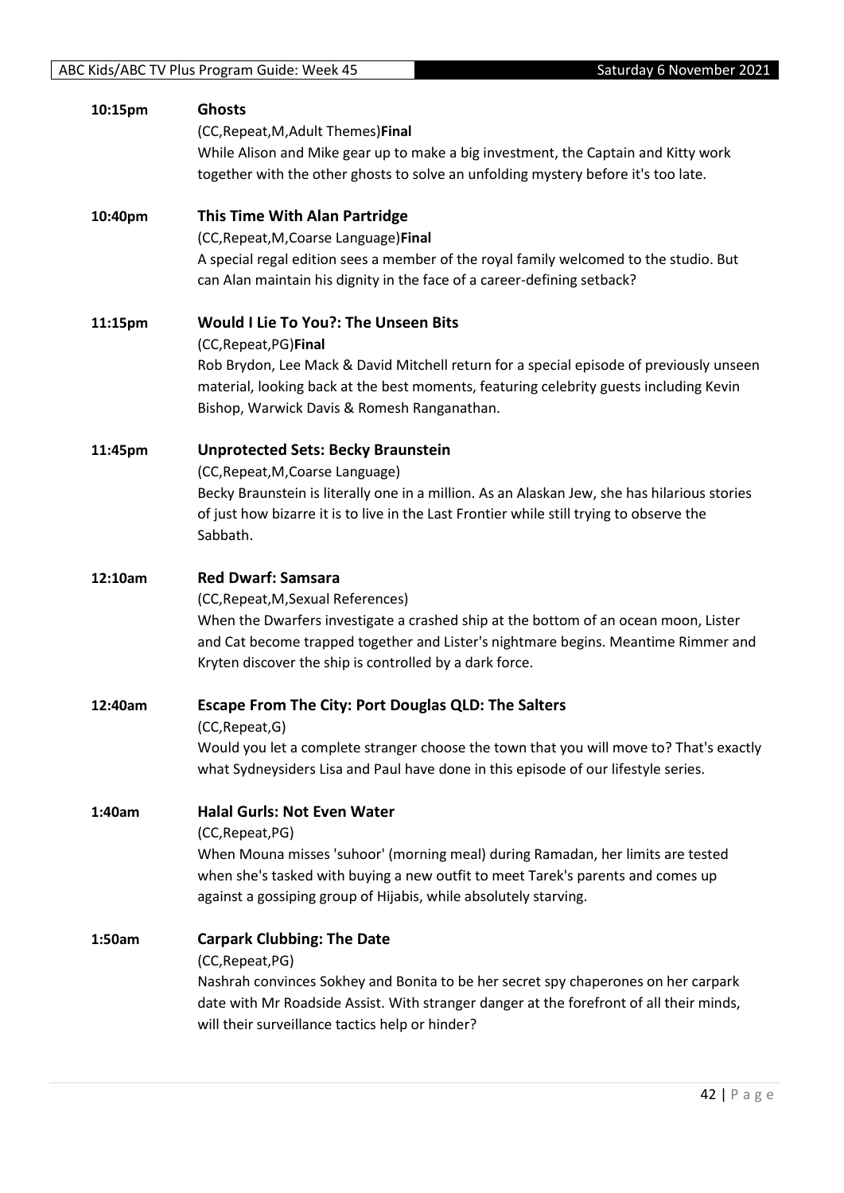**10:15pm** **Ghosts**

(CC,Repeat,M,Adult Themes)**Final**

While Alison and Mike gear up to make a big investment, the Captain and Kitty work together with the other ghosts to solve an unfolding mystery before it's too late.

**10:40pm** **This Time With Alan Partridge**

(CC,Repeat,M,Coarse Language)**Final**

A special regal edition sees a member of the royal family welcomed to the studio. But can Alan maintain his dignity in the face of a career-defining setback?

**11:15pm** **Would I Lie To You?: The Unseen Bits**

(CC,Repeat,PG)**Final**

Rob Brydon, Lee Mack & David Mitchell return for a special episode of previously unseen material, looking back at the best moments, featuring celebrity guests including Kevin Bishop, Warwick Davis & Romesh Ranganathan.

**11:45pm** **Unprotected Sets: Becky Braunstein**

(CC,Repeat,M,Coarse Language)

Becky Braunstein is literally one in a million. As an Alaskan Jew, she has hilarious stories of just how bizarre it is to live in the Last Frontier while still trying to observe the Sabbath.

**12:10am** **Red Dwarf: Samsara**

(CC,Repeat,M,Sexual References)

When the Dwarfers investigate a crashed ship at the bottom of an ocean moon, Lister and Cat become trapped together and Lister's nightmare begins. Meantime Rimmer and Kryten discover the ship is controlled by a dark force.

**12:40am** **Escape From The City: Port Douglas QLD: The Salters**

(CC,Repeat,G)

Would you let a complete stranger choose the town that you will move to? That's exactly what Sydneysiders Lisa and Paul have done in this episode of our lifestyle series.

**1:40am** **Halal Gurls: Not Even Water**

(CC,Repeat,PG)

When Mouna misses 'suhoor' (morning meal) during Ramadan, her limits are tested when she's tasked with buying a new outfit to meet Tarek's parents and comes up against a gossiping group of Hijabis, while absolutely starving.

**1:50am** **Carpark Clubbing: The Date**

(CC,Repeat,PG)

Nashrah convinces Sokhey and Bonita to be her secret spy chaperones on her carpark date with Mr Roadside Assist. With stranger danger at the forefront of all their minds, will their surveillance tactics help or hinder?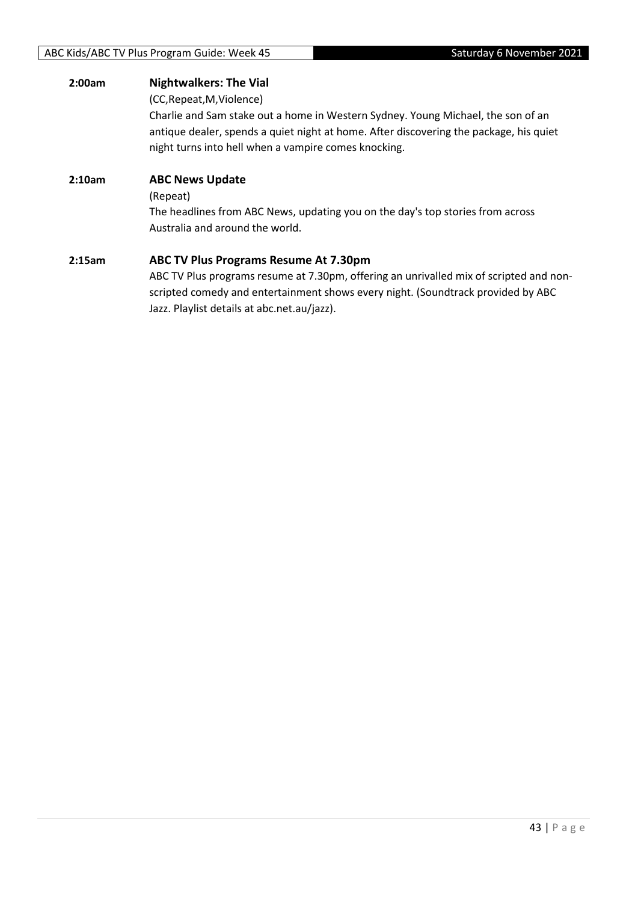**2:00am** **Nightwalkers: The Vial**

(CC,Repeat,M,Violence)

Charlie and Sam stake out a home in Western Sydney. Young Michael, the son of an antique dealer, spends a quiet night at home. After discovering the package, his quiet night turns into hell when a vampire comes knocking.

**2:10am** **ABC News Update**

(Repeat)

The headlines from ABC News, updating you on the day's top stories from across Australia and around the world.

**2:15am** **ABC TV Plus Programs Resume At 7.30pm**

ABC TV Plus programs resume at 7.30pm, offering an unrivalled mix of scripted and non-scripted comedy and entertainment shows every night. (Soundtrack provided by ABC Jazz. Playlist details at abc.net.au/jazz).